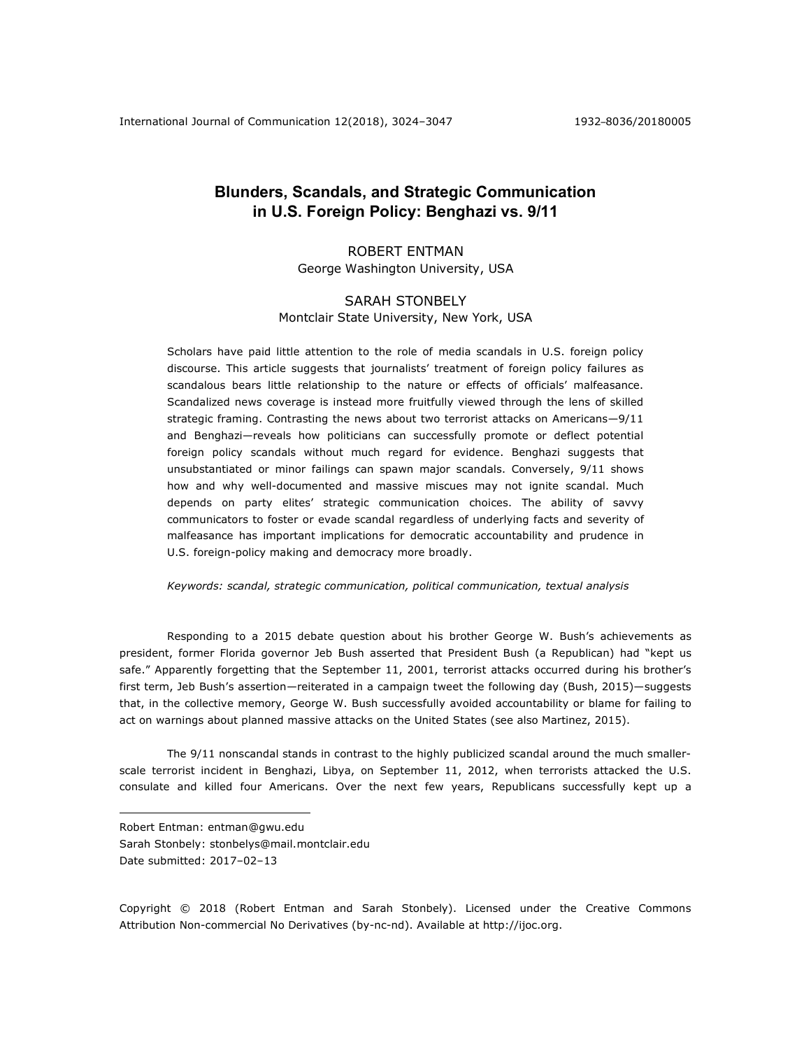# Blunders, Scandals, and Strategic Communication in U.S. Foreign Policy: Benghazi vs. 9/11

ROBERT ENTMAN
George Washington University, USA

SARAH STONBELY
Montclair State University, New York, USA

Scholars have paid little attention to the role of media scandals in U.S. foreign policy discourse. This article suggests that journalists' treatment of foreign policy failures as scandalous bears little relationship to the nature or effects of officials' malfeasance. Scandalized news coverage is instead more fruitfully viewed through the lens of skilled strategic framing. Contrasting the news about two terrorist attacks on Americans—9/11 and Benghazi—reveals how politicians can successfully promote or deflect potential foreign policy scandals without much regard for evidence. Benghazi suggests that unsubstantiated or minor failings can spawn major scandals. Conversely, 9/11 shows how and why well-documented and massive miscues may not ignite scandal. Much depends on party elites' strategic communication choices. The ability of savvy communicators to foster or evade scandal regardless of underlying facts and severity of malfeasance has important implications for democratic accountability and prudence in U.S. foreign-policy making and democracy more broadly.

*Keywords: scandal, strategic communication, political communication, textual analysis*

Responding to a 2015 debate question about his brother George W. Bush's achievements as president, former Florida governor Jeb Bush asserted that President Bush (a Republican) had "kept us safe." Apparently forgetting that the September 11, 2001, terrorist attacks occurred during his brother's first term, Jeb Bush's assertion—reiterated in a campaign tweet the following day (Bush, 2015)—suggests that, in the collective memory, George W. Bush successfully avoided accountability or blame for failing to act on warnings about planned massive attacks on the United States (see also Martinez, 2015).

The 9/11 nonscandal stands in contrast to the highly publicized scandal around the much smaller-scale terrorist incident in Benghazi, Libya, on September 11, 2012, when terrorists attacked the U.S. consulate and killed four Americans. Over the next few years, Republicans successfully kept up a

---

Robert Entman: entman@gwu.edu
Sarah Stonbely: stonbelys@mail.montclair.edu
Date submitted: 2017–02–13

Copyright © 2018 (Robert Entman and Sarah Stonbely). Licensed under the Creative Commons Attribution Non-commercial No Derivatives (by-nc-nd). Available at http://ijoc.org.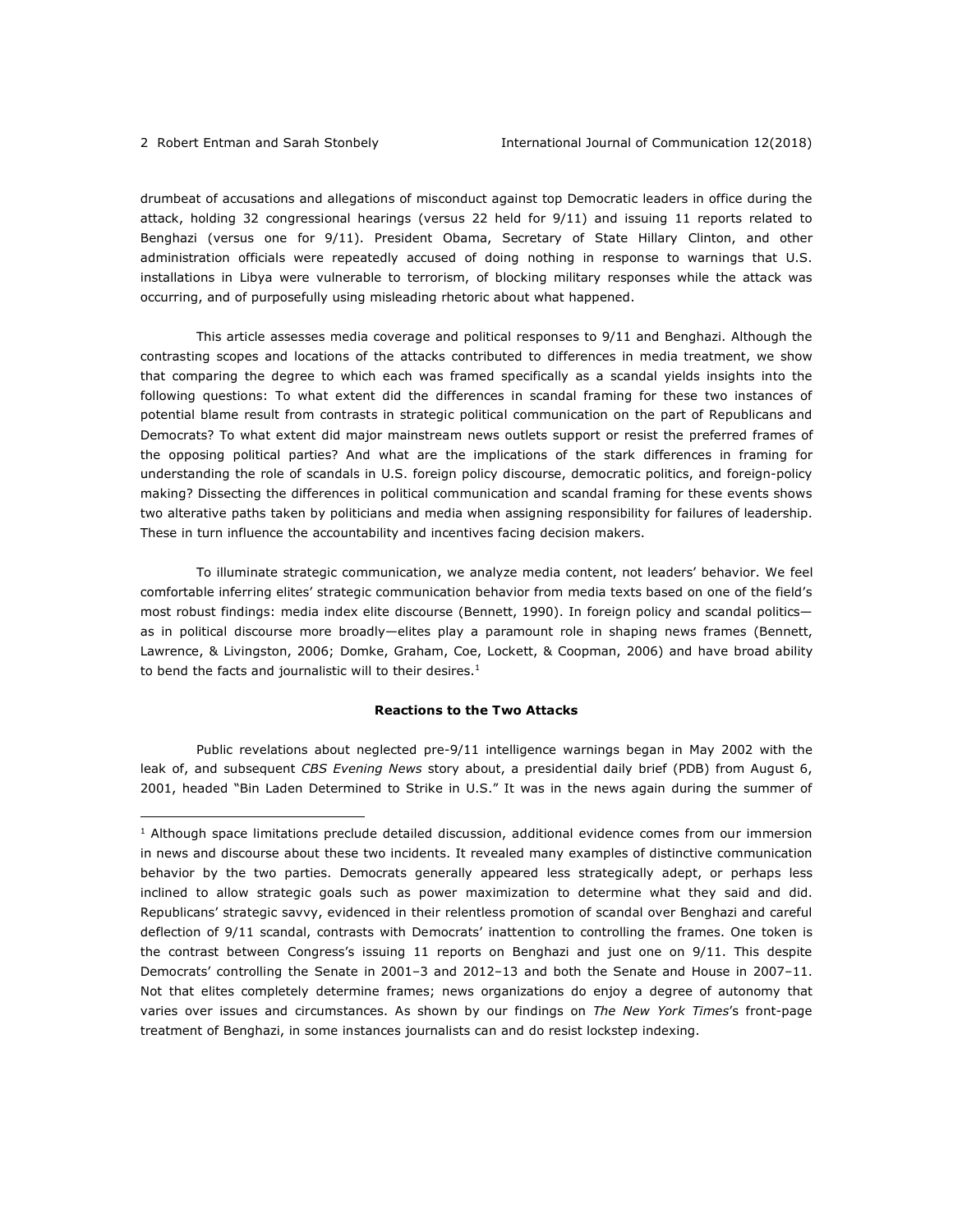drumbeat of accusations and allegations of misconduct against top Democratic leaders in office during the attack, holding 32 congressional hearings (versus 22 held for 9/11) and issuing 11 reports related to Benghazi (versus one for 9/11). President Obama, Secretary of State Hillary Clinton, and other administration officials were repeatedly accused of doing nothing in response to warnings that U.S. installations in Libya were vulnerable to terrorism, of blocking military responses while the attack was occurring, and of purposefully using misleading rhetoric about what happened.

This article assesses media coverage and political responses to 9/11 and Benghazi. Although the contrasting scopes and locations of the attacks contributed to differences in media treatment, we show that comparing the degree to which each was framed specifically as a scandal yields insights into the following questions: To what extent did the differences in scandal framing for these two instances of potential blame result from contrasts in strategic political communication on the part of Republicans and Democrats? To what extent did major mainstream news outlets support or resist the preferred frames of the opposing political parties? And what are the implications of the stark differences in framing for understanding the role of scandals in U.S. foreign policy discourse, democratic politics, and foreign-policy making? Dissecting the differences in political communication and scandal framing for these events shows two alterative paths taken by politicians and media when assigning responsibility for failures of leadership. These in turn influence the accountability and incentives facing decision makers.

To illuminate strategic communication, we analyze media content, not leaders' behavior. We feel comfortable inferring elites' strategic communication behavior from media texts based on one of the field's most robust findings: media index elite discourse (Bennett, 1990). In foreign policy and scandal politics—as in political discourse more broadly—elites play a paramount role in shaping news frames (Bennett, Lawrence, & Livingston, 2006; Domke, Graham, Coe, Lockett, & Coopman, 2006) and have broad ability to bend the facts and journalistic will to their desires.[1]

### Reactions to the Two Attacks

Public revelations about neglected pre-9/11 intelligence warnings began in May 2002 with the leak of, and subsequent *CBS Evening News* story about, a presidential daily brief (PDB) from August 6, 2001, headed "Bin Laden Determined to Strike in U.S." It was in the news again during the summer of

[1] Although space limitations preclude detailed discussion, additional evidence comes from our immersion in news and discourse about these two incidents. It revealed many examples of distinctive communication behavior by the two parties. Democrats generally appeared less strategically adept, or perhaps less inclined to allow strategic goals such as power maximization to determine what they said and did. Republicans' strategic savvy, evidenced in their relentless promotion of scandal over Benghazi and careful deflection of 9/11 scandal, contrasts with Democrats' inattention to controlling the frames. One token is the contrast between Congress's issuing 11 reports on Benghazi and just one on 9/11. This despite Democrats' controlling the Senate in 2001–3 and 2012–13 and both the Senate and House in 2007–11. Not that elites completely determine frames; news organizations do enjoy a degree of autonomy that varies over issues and circumstances. As shown by our findings on *The New York Times*'s front-page treatment of Benghazi, in some instances journalists can and do resist lockstep indexing.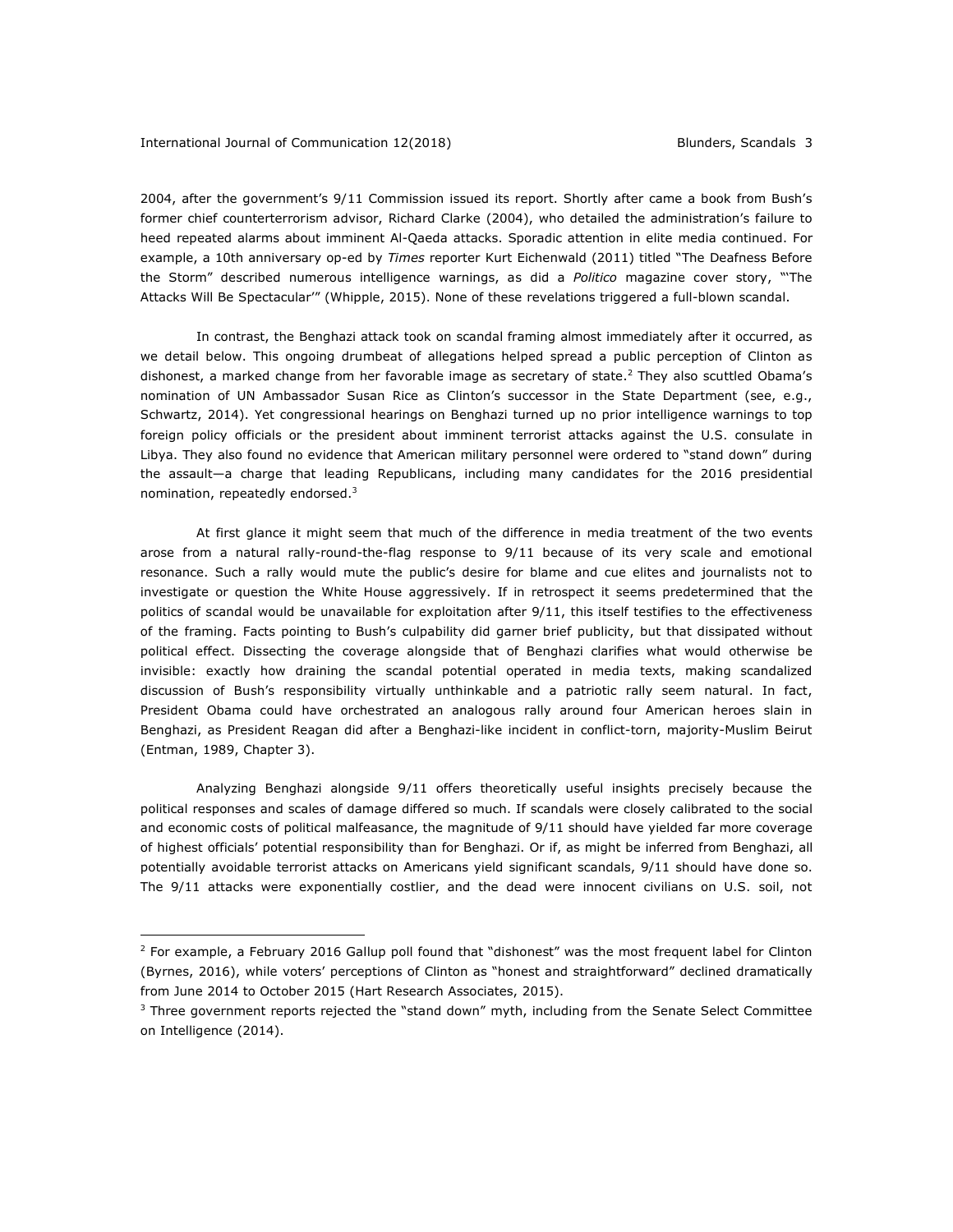2004, after the government's 9/11 Commission issued its report. Shortly after came a book from Bush's former chief counterterrorism advisor, Richard Clarke (2004), who detailed the administration's failure to heed repeated alarms about imminent Al-Qaeda attacks. Sporadic attention in elite media continued. For example, a 10th anniversary op-ed by *Times* reporter Kurt Eichenwald (2011) titled "The Deafness Before the Storm" described numerous intelligence warnings, as did a *Politico* magazine cover story, "'The Attacks Will Be Spectacular'" (Whipple, 2015). None of these revelations triggered a full-blown scandal.

In contrast, the Benghazi attack took on scandal framing almost immediately after it occurred, as we detail below. This ongoing drumbeat of allegations helped spread a public perception of Clinton as dishonest, a marked change from her favorable image as secretary of state.[2] They also scuttled Obama's nomination of UN Ambassador Susan Rice as Clinton's successor in the State Department (see, e.g., Schwartz, 2014). Yet congressional hearings on Benghazi turned up no prior intelligence warnings to top foreign policy officials or the president about imminent terrorist attacks against the U.S. consulate in Libya. They also found no evidence that American military personnel were ordered to "stand down" during the assault—a charge that leading Republicans, including many candidates for the 2016 presidential nomination, repeatedly endorsed.[3]

At first glance it might seem that much of the difference in media treatment of the two events arose from a natural rally-round-the-flag response to 9/11 because of its very scale and emotional resonance. Such a rally would mute the public's desire for blame and cue elites and journalists not to investigate or question the White House aggressively. If in retrospect it seems predetermined that the politics of scandal would be unavailable for exploitation after 9/11, this itself testifies to the effectiveness of the framing. Facts pointing to Bush's culpability did garner brief publicity, but that dissipated without political effect. Dissecting the coverage alongside that of Benghazi clarifies what would otherwise be invisible: exactly how draining the scandal potential operated in media texts, making scandalized discussion of Bush's responsibility virtually unthinkable and a patriotic rally seem natural. In fact, President Obama could have orchestrated an analogous rally around four American heroes slain in Benghazi, as President Reagan did after a Benghazi-like incident in conflict-torn, majority-Muslim Beirut (Entman, 1989, Chapter 3).

Analyzing Benghazi alongside 9/11 offers theoretically useful insights precisely because the political responses and scales of damage differed so much. If scandals were closely calibrated to the social and economic costs of political malfeasance, the magnitude of 9/11 should have yielded far more coverage of highest officials' potential responsibility than for Benghazi. Or if, as might be inferred from Benghazi, all potentially avoidable terrorist attacks on Americans yield significant scandals, 9/11 should have done so. The 9/11 attacks were exponentially costlier, and the dead were innocent civilians on U.S. soil, not

---

[2] For example, a February 2016 Gallup poll found that "dishonest" was the most frequent label for Clinton (Byrnes, 2016), while voters' perceptions of Clinton as "honest and straightforward" declined dramatically from June 2014 to October 2015 (Hart Research Associates, 2015).

[3] Three government reports rejected the "stand down" myth, including from the Senate Select Committee on Intelligence (2014).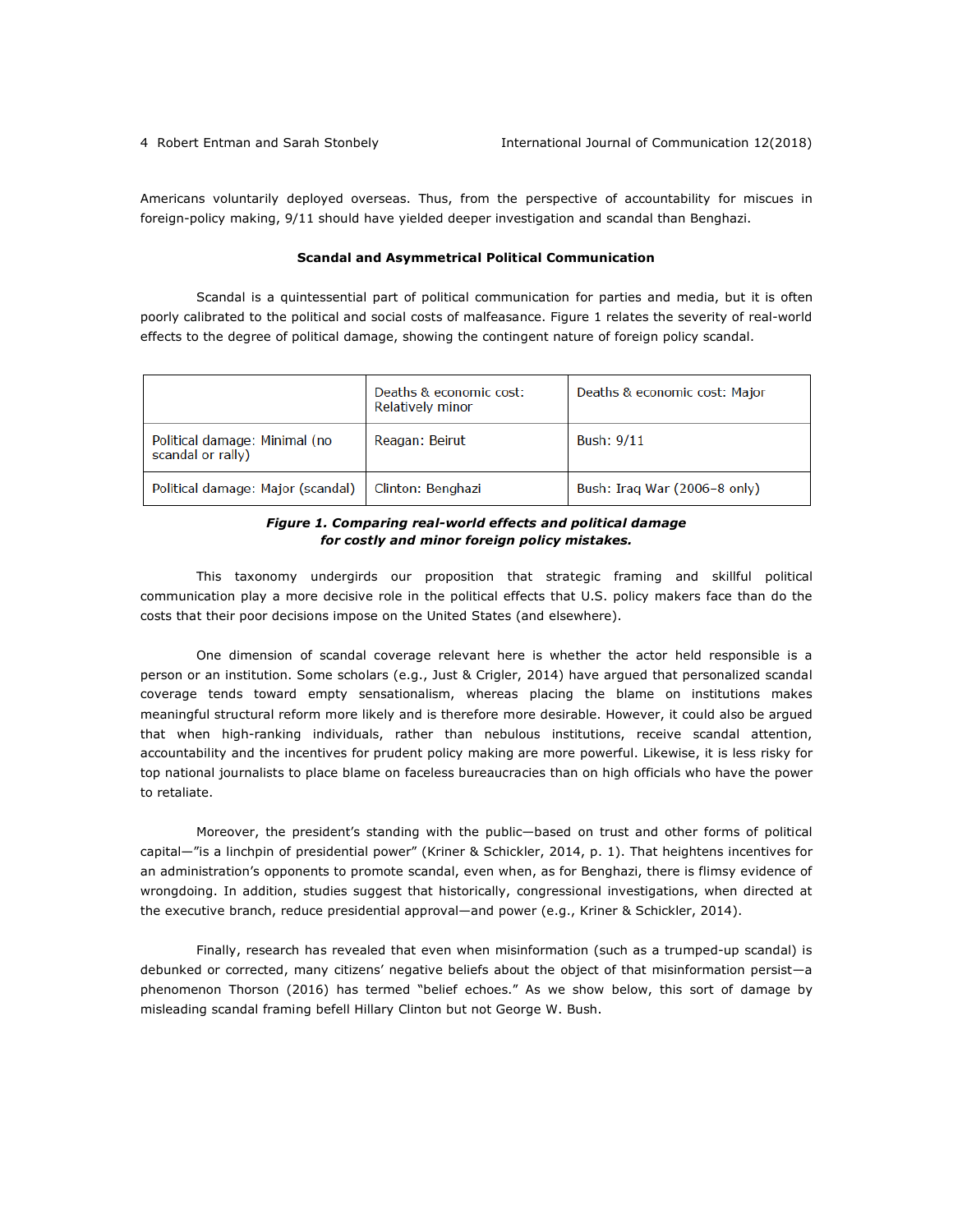Americans voluntarily deployed overseas. Thus, from the perspective of accountability for miscues in foreign-policy making, 9/11 should have yielded deeper investigation and scandal than Benghazi.

### Scandal and Asymmetrical Political Communication

Scandal is a quintessential part of political communication for parties and media, but it is often poorly calibrated to the political and social costs of malfeasance. Figure 1 relates the severity of real-world effects to the degree of political damage, showing the contingent nature of foreign policy scandal.

| | Deaths & economic cost: Relatively minor | Deaths & economic cost: Major |
|---|---|---|
| Political damage: Minimal (no scandal or rally) | Reagan: Beirut | Bush: 9/11 |
| Political damage: Major (scandal) | Clinton: Benghazi | Bush: Iraq War (2006–8 only) |

***Figure 1. Comparing real-world effects and political damage for costly and minor foreign policy mistakes.***

This taxonomy undergirds our proposition that strategic framing and skillful political communication play a more decisive role in the political effects that U.S. policy makers face than do the costs that their poor decisions impose on the United States (and elsewhere).

One dimension of scandal coverage relevant here is whether the actor held responsible is a person or an institution. Some scholars (e.g., Just & Crigler, 2014) have argued that personalized scandal coverage tends toward empty sensationalism, whereas placing the blame on institutions makes meaningful structural reform more likely and is therefore more desirable. However, it could also be argued that when high-ranking individuals, rather than nebulous institutions, receive scandal attention, accountability and the incentives for prudent policy making are more powerful. Likewise, it is less risky for top national journalists to place blame on faceless bureaucracies than on high officials who have the power to retaliate.

Moreover, the president's standing with the public—based on trust and other forms of political capital—"is a linchpin of presidential power" (Kriner & Schickler, 2014, p. 1). That heightens incentives for an administration's opponents to promote scandal, even when, as for Benghazi, there is flimsy evidence of wrongdoing. In addition, studies suggest that historically, congressional investigations, when directed at the executive branch, reduce presidential approval—and power (e.g., Kriner & Schickler, 2014).

Finally, research has revealed that even when misinformation (such as a trumped-up scandal) is debunked or corrected, many citizens' negative beliefs about the object of that misinformation persist—a phenomenon Thorson (2016) has termed "belief echoes." As we show below, this sort of damage by misleading scandal framing befell Hillary Clinton but not George W. Bush.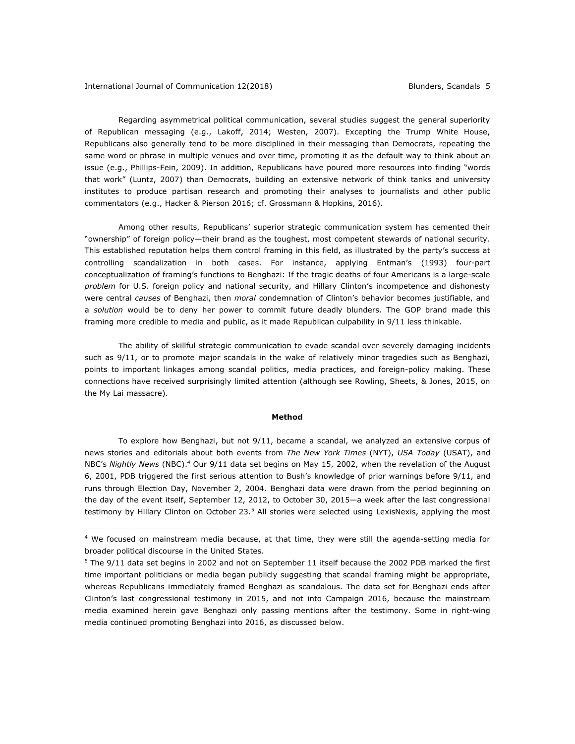Regarding asymmetrical political communication, several studies suggest the general superiority of Republican messaging (e.g., Lakoff, 2014; Westen, 2007). Excepting the Trump White House, Republicans also generally tend to be more disciplined in their messaging than Democrats, repeating the same word or phrase in multiple venues and over time, promoting it as the default way to think about an issue (e.g., Phillips-Fein, 2009). In addition, Republicans have poured more resources into finding "words that work" (Luntz, 2007) than Democrats, building an extensive network of think tanks and university institutes to produce partisan research and promoting their analyses to journalists and other public commentators (e.g., Hacker & Pierson 2016; cf. Grossmann & Hopkins, 2016).

Among other results, Republicans' superior strategic communication system has cemented their "ownership" of foreign policy—their brand as the toughest, most competent stewards of national security. This established reputation helps them control framing in this field, as illustrated by the party's success at controlling scandalization in both cases. For instance, applying Entman's (1993) four-part conceptualization of framing's functions to Benghazi: If the tragic deaths of four Americans is a large-scale *problem* for U.S. foreign policy and national security, and Hillary Clinton's incompetence and dishonesty were central *causes* of Benghazi, then *moral* condemnation of Clinton's behavior becomes justifiable, and a *solution* would be to deny her power to commit future deadly blunders. The GOP brand made this framing more credible to media and public, as it made Republican culpability in 9/11 less thinkable.

The ability of skillful strategic communication to evade scandal over severely damaging incidents such as 9/11, or to promote major scandals in the wake of relatively minor tragedies such as Benghazi, points to important linkages among scandal politics, media practices, and foreign-policy making. These connections have received surprisingly limited attention (although see Rowling, Sheets, & Jones, 2015, on the My Lai massacre).

## Method

To explore how Benghazi, but not 9/11, became a scandal, we analyzed an extensive corpus of news stories and editorials about both events from *The New York Times* (NYT), *USA Today* (USAT), and NBC's *Nightly News* (NBC).[4] Our 9/11 data set begins on May 15, 2002, when the revelation of the August 6, 2001, PDB triggered the first serious attention to Bush's knowledge of prior warnings before 9/11, and runs through Election Day, November 2, 2004. Benghazi data were drawn from the period beginning on the day of the event itself, September 12, 2012, to October 30, 2015—a week after the last congressional testimony by Hillary Clinton on October 23.[5] All stories were selected using LexisNexis, applying the most

[4] We focused on mainstream media because, at that time, they were still the agenda-setting media for broader political discourse in the United States.

[5] The 9/11 data set begins in 2002 and not on September 11 itself because the 2002 PDB marked the first time important politicians or media began publicly suggesting that scandal framing might be appropriate, whereas Republicans immediately framed Benghazi as scandalous. The data set for Benghazi ends after Clinton's last congressional testimony in 2015, and not into Campaign 2016, because the mainstream media examined herein gave Benghazi only passing mentions after the testimony. Some in right-wing media continued promoting Benghazi into 2016, as discussed below.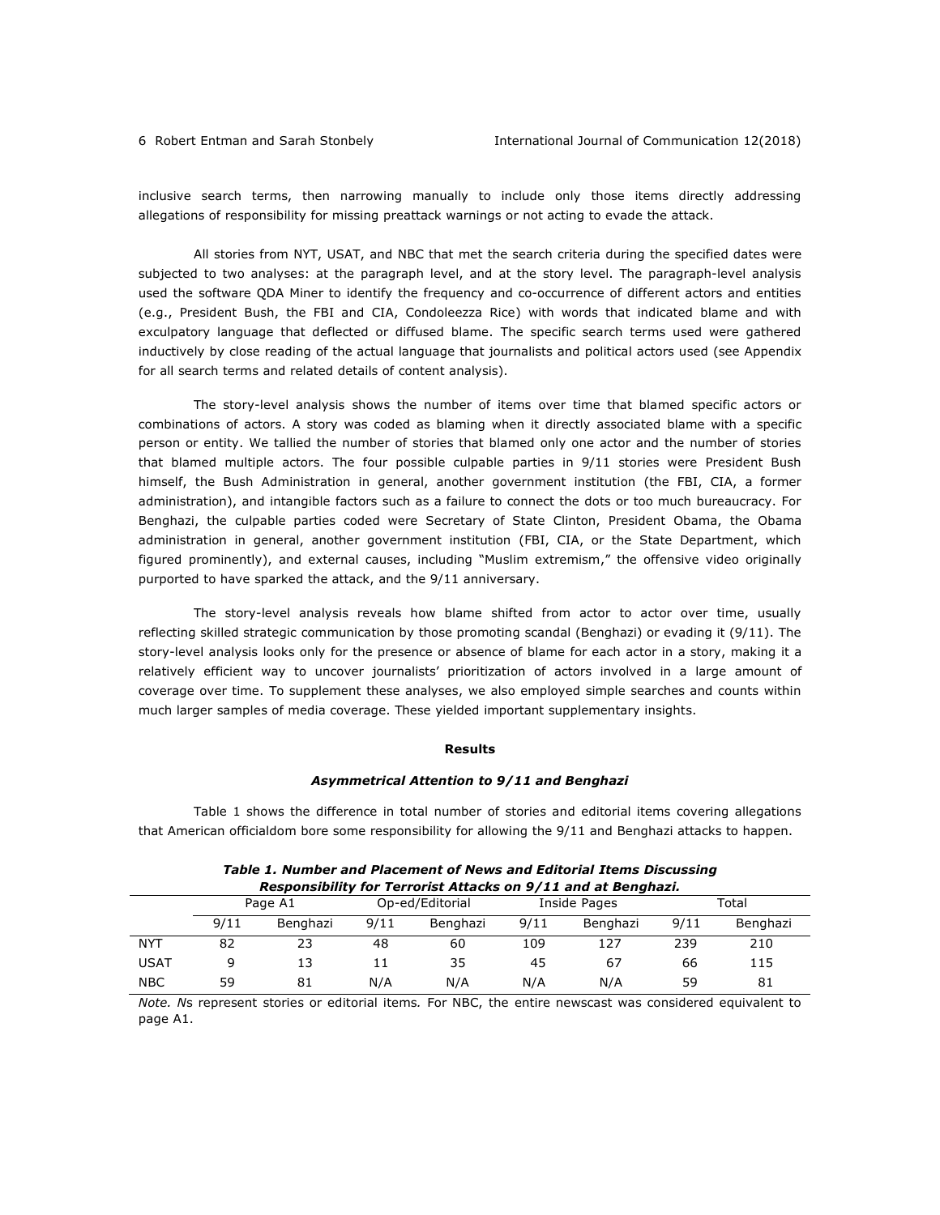inclusive search terms, then narrowing manually to include only those items directly addressing allegations of responsibility for missing preattack warnings or not acting to evade the attack.

All stories from NYT, USAT, and NBC that met the search criteria during the specified dates were subjected to two analyses: at the paragraph level, and at the story level. The paragraph-level analysis used the software QDA Miner to identify the frequency and co-occurrence of different actors and entities (e.g., President Bush, the FBI and CIA, Condoleezza Rice) with words that indicated blame and with exculpatory language that deflected or diffused blame. The specific search terms used were gathered inductively by close reading of the actual language that journalists and political actors used (see Appendix for all search terms and related details of content analysis).

The story-level analysis shows the number of items over time that blamed specific actors or combinations of actors. A story was coded as blaming when it directly associated blame with a specific person or entity. We tallied the number of stories that blamed only one actor and the number of stories that blamed multiple actors. The four possible culpable parties in 9/11 stories were President Bush himself, the Bush Administration in general, another government institution (the FBI, CIA, a former administration), and intangible factors such as a failure to connect the dots or too much bureaucracy. For Benghazi, the culpable parties coded were Secretary of State Clinton, President Obama, the Obama administration in general, another government institution (FBI, CIA, or the State Department, which figured prominently), and external causes, including "Muslim extremism," the offensive video originally purported to have sparked the attack, and the 9/11 anniversary.

The story-level analysis reveals how blame shifted from actor to actor over time, usually reflecting skilled strategic communication by those promoting scandal (Benghazi) or evading it (9/11). The story-level analysis looks only for the presence or absence of blame for each actor in a story, making it a relatively efficient way to uncover journalists' prioritization of actors involved in a large amount of coverage over time. To supplement these analyses, we also employed simple searches and counts within much larger samples of media coverage. These yielded important supplementary insights.

## Results

### *Asymmetrical Attention to 9/11 and Benghazi*

Table 1 shows the difference in total number of stories and editorial items covering allegations that American officialdom bore some responsibility for allowing the 9/11 and Benghazi attacks to happen.

***Table 1. Number and Placement of News and Editorial Items Discussing Responsibility for Terrorist Attacks on 9/11 and at Benghazi.***

| | Page A1 | | Op-ed/Editorial | | Inside Pages | | Total | |
|---|---|---|---|---|---|---|---|---|
| | 9/11 | Benghazi | 9/11 | Benghazi | 9/11 | Benghazi | 9/11 | Benghazi |
| NYT | 82 | 23 | 48 | 60 | 109 | 127 | 239 | 210 |
| USAT | 9 | 13 | 11 | 35 | 45 | 67 | 66 | 115 |
| NBC | 59 | 81 | N/A | N/A | N/A | N/A | 59 | 81 |

*Note. N*s represent stories or editorial items*.* For NBC, the entire newscast was considered equivalent to page A1.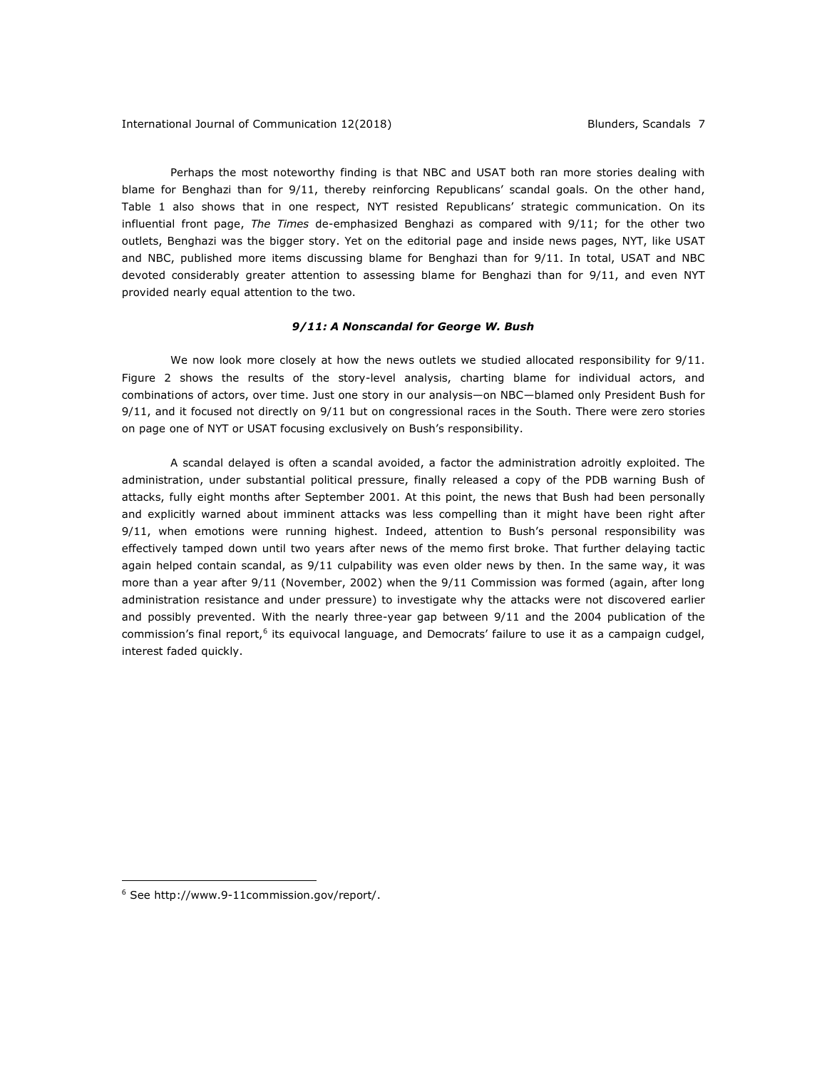Perhaps the most noteworthy finding is that NBC and USAT both ran more stories dealing with blame for Benghazi than for 9/11, thereby reinforcing Republicans' scandal goals. On the other hand, Table 1 also shows that in one respect, NYT resisted Republicans' strategic communication. On its influential front page, *The Times* de-emphasized Benghazi as compared with 9/11; for the other two outlets, Benghazi was the bigger story. Yet on the editorial page and inside news pages, NYT, like USAT and NBC, published more items discussing blame for Benghazi than for 9/11. In total, USAT and NBC devoted considerably greater attention to assessing blame for Benghazi than for 9/11, and even NYT provided nearly equal attention to the two.

### *9/11: A Nonscandal for George W. Bush*

We now look more closely at how the news outlets we studied allocated responsibility for 9/11. Figure 2 shows the results of the story-level analysis, charting blame for individual actors, and combinations of actors, over time. Just one story in our analysis—on NBC—blamed only President Bush for 9/11, and it focused not directly on 9/11 but on congressional races in the South. There were zero stories on page one of NYT or USAT focusing exclusively on Bush's responsibility.

A scandal delayed is often a scandal avoided, a factor the administration adroitly exploited. The administration, under substantial political pressure, finally released a copy of the PDB warning Bush of attacks, fully eight months after September 2001. At this point, the news that Bush had been personally and explicitly warned about imminent attacks was less compelling than it might have been right after 9/11, when emotions were running highest. Indeed, attention to Bush's personal responsibility was effectively tamped down until two years after news of the memo first broke. That further delaying tactic again helped contain scandal, as 9/11 culpability was even older news by then. In the same way, it was more than a year after 9/11 (November, 2002) when the 9/11 Commission was formed (again, after long administration resistance and under pressure) to investigate why the attacks were not discovered earlier and possibly prevented. With the nearly three-year gap between 9/11 and the 2004 publication of the commission's final report,[6] its equivocal language, and Democrats' failure to use it as a campaign cudgel, interest faded quickly.

---

[6] See http://www.9-11commission.gov/report/.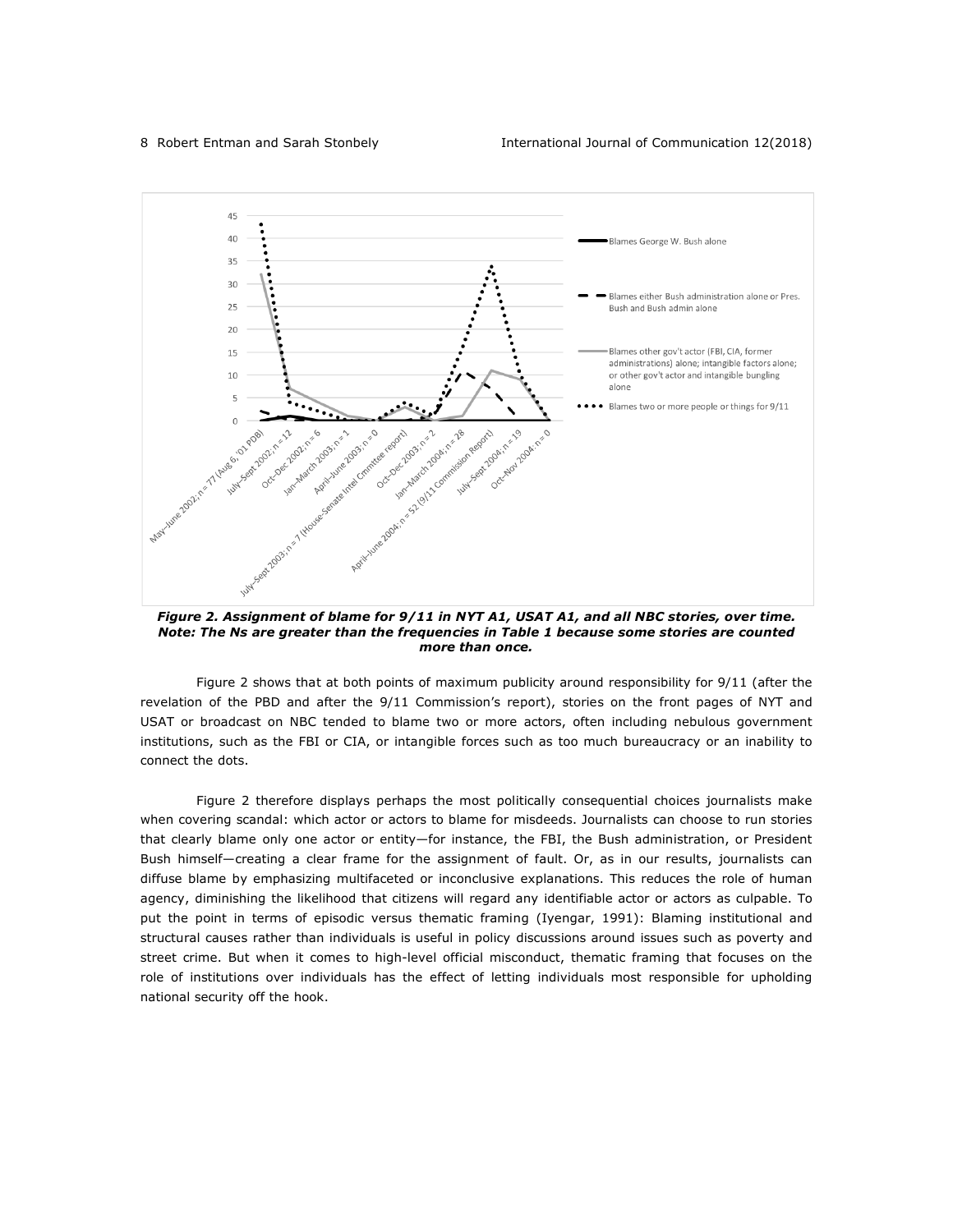*Figure 2. Assignment of blame for 9/11 in NYT A1, USAT A1, and all NBC stories, over time. Note: The Ns are greater than the frequencies in Table 1 because some stories are counted more than once.*

Figure 2 shows that at both points of maximum publicity around responsibility for 9/11 (after the revelation of the PBD and after the 9/11 Commission's report), stories on the front pages of NYT and USAT or broadcast on NBC tended to blame two or more actors, often including nebulous government institutions, such as the FBI or CIA, or intangible forces such as too much bureaucracy or an inability to connect the dots.

Figure 2 therefore displays perhaps the most politically consequential choices journalists make when covering scandal: which actor or actors to blame for misdeeds. Journalists can choose to run stories that clearly blame only one actor or entity—for instance, the FBI, the Bush administration, or President Bush himself—creating a clear frame for the assignment of fault. Or, as in our results, journalists can diffuse blame by emphasizing multifaceted or inconclusive explanations. This reduces the role of human agency, diminishing the likelihood that citizens will regard any identifiable actor or actors as culpable. To put the point in terms of episodic versus thematic framing (Iyengar, 1991): Blaming institutional and structural causes rather than individuals is useful in policy discussions around issues such as poverty and street crime. But when it comes to high-level official misconduct, thematic framing that focuses on the role of institutions over individuals has the effect of letting individuals most responsible for upholding national security off the hook.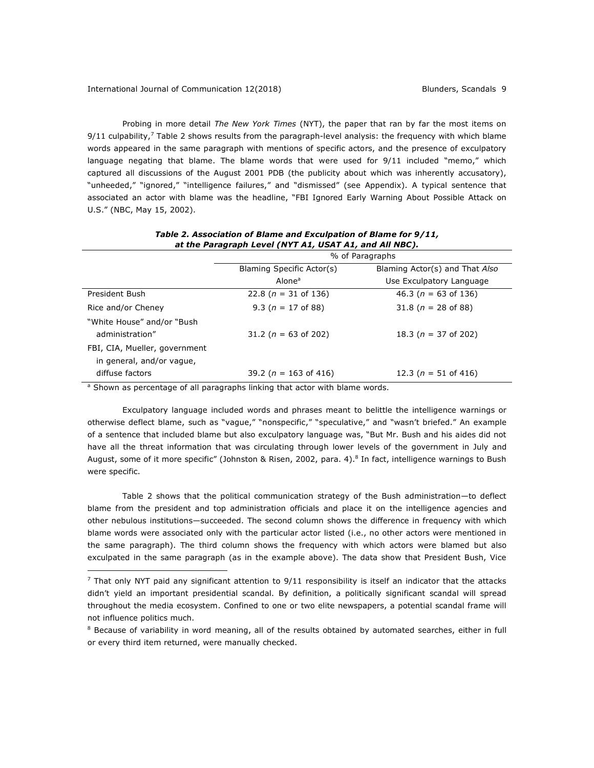Probing in more detail *The New York Times* (NYT), the paper that ran by far the most items on 9/11 culpability,[7] Table 2 shows results from the paragraph-level analysis: the frequency with which blame words appeared in the same paragraph with mentions of specific actors, and the presence of exculpatory language negating that blame. The blame words that were used for 9/11 included "memo," which captured all discussions of the August 2001 PDB (the publicity about which was inherently accusatory), "unheeded," "ignored," "intelligence failures," and "dismissed" (see Appendix). A typical sentence that associated an actor with blame was the headline, "FBI Ignored Early Warning About Possible Attack on U.S." (NBC, May 15, 2002).

***Table 2. Association of Blame and Exculpation of Blame for 9/11, at the Paragraph Level (NYT A1, USAT A1, and All NBC).***

| | % of Paragraphs | |
|---|---|---|
| | Blaming Specific Actor(s) Alone[a] | Blaming Actor(s) and That *Also* Use Exculpatory Language |
| President Bush | 22.8 (*n* = 31 of 136) | 46.3 (*n* = 63 of 136) |
| Rice and/or Cheney | 9.3 (*n* = 17 of 88) | 31.8 (*n* = 28 of 88) |
| "White House" and/or "Bush administration" | 31.2 (*n* = 63 of 202) | 18.3 (*n* = 37 of 202) |
| FBI, CIA, Mueller, government in general, and/or vague, diffuse factors | 39.2 (*n* = 163 of 416) | 12.3 (*n* = 51 of 416) |

[a] Shown as percentage of all paragraphs linking that actor with blame words.

Exculpatory language included words and phrases meant to belittle the intelligence warnings or otherwise deflect blame, such as "vague," "nonspecific," "speculative," and "wasn't briefed." An example of a sentence that included blame but also exculpatory language was, "But Mr. Bush and his aides did not have all the threat information that was circulating through lower levels of the government in July and August, some of it more specific" (Johnston & Risen, 2002, para. 4).[8] In fact, intelligence warnings to Bush were specific.

Table 2 shows that the political communication strategy of the Bush administration—to deflect blame from the president and top administration officials and place it on the intelligence agencies and other nebulous institutions—succeeded. The second column shows the difference in frequency with which blame words were associated only with the particular actor listed (i.e., no other actors were mentioned in the same paragraph). The third column shows the frequency with which actors were blamed but also exculpated in the same paragraph (as in the example above). The data show that President Bush, Vice

[7] That only NYT paid any significant attention to 9/11 responsibility is itself an indicator that the attacks didn't yield an important presidential scandal. By definition, a politically significant scandal will spread throughout the media ecosystem. Confined to one or two elite newspapers, a potential scandal frame will not influence politics much.

[8] Because of variability in word meaning, all of the results obtained by automated searches, either in full or every third item returned, were manually checked.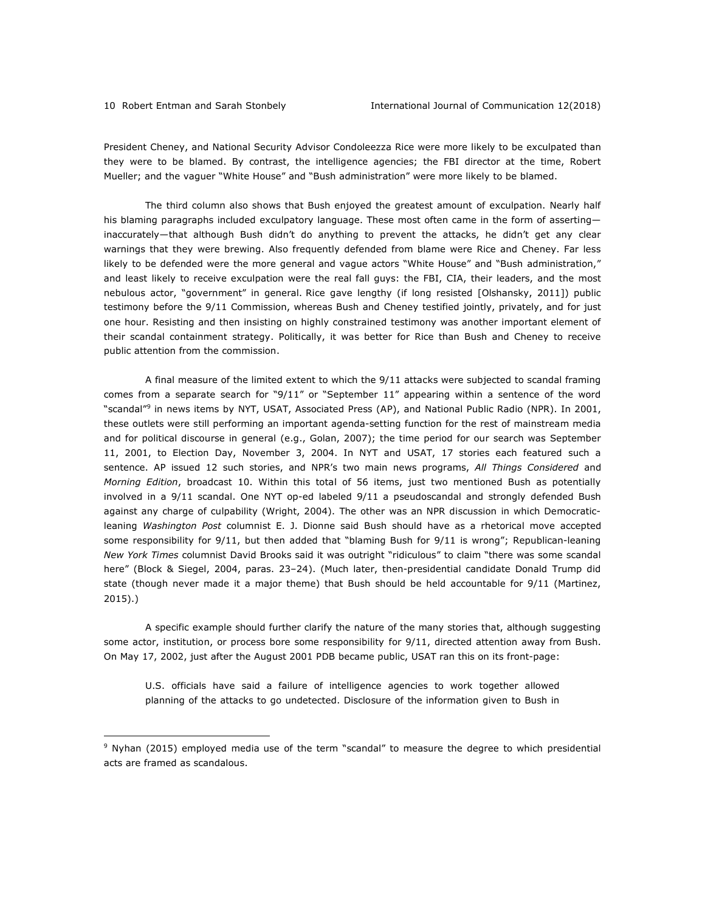President Cheney, and National Security Advisor Condoleezza Rice were more likely to be exculpated than they were to be blamed. By contrast, the intelligence agencies; the FBI director at the time, Robert Mueller; and the vaguer "White House" and "Bush administration" were more likely to be blamed.

The third column also shows that Bush enjoyed the greatest amount of exculpation. Nearly half his blaming paragraphs included exculpatory language. These most often came in the form of asserting—inaccurately—that although Bush didn't do anything to prevent the attacks, he didn't get any clear warnings that they were brewing. Also frequently defended from blame were Rice and Cheney. Far less likely to be defended were the more general and vague actors "White House" and "Bush administration," and least likely to receive exculpation were the real fall guys: the FBI, CIA, their leaders, and the most nebulous actor, "government" in general. Rice gave lengthy (if long resisted [Olshansky, 2011]) public testimony before the 9/11 Commission, whereas Bush and Cheney testified jointly, privately, and for just one hour. Resisting and then insisting on highly constrained testimony was another important element of their scandal containment strategy. Politically, it was better for Rice than Bush and Cheney to receive public attention from the commission.

A final measure of the limited extent to which the 9/11 attacks were subjected to scandal framing comes from a separate search for "9/11" or "September 11" appearing within a sentence of the word "scandal"[9] in news items by NYT, USAT, Associated Press (AP), and National Public Radio (NPR). In 2001, these outlets were still performing an important agenda-setting function for the rest of mainstream media and for political discourse in general (e.g., Golan, 2007); the time period for our search was September 11, 2001, to Election Day, November 3, 2004. In NYT and USAT, 17 stories each featured such a sentence. AP issued 12 such stories, and NPR's two main news programs, *All Things Considered* and *Morning Edition*, broadcast 10. Within this total of 56 items, just two mentioned Bush as potentially involved in a 9/11 scandal. One NYT op-ed labeled 9/11 a pseudoscandal and strongly defended Bush against any charge of culpability (Wright, 2004). The other was an NPR discussion in which Democratic-leaning *Washington Post* columnist E. J. Dionne said Bush should have as a rhetorical move accepted some responsibility for 9/11, but then added that "blaming Bush for 9/11 is wrong"; Republican-leaning *New York Times* columnist David Brooks said it was outright "ridiculous" to claim "there was some scandal here" (Block & Siegel, 2004, paras. 23–24). (Much later, then-presidential candidate Donald Trump did state (though never made it a major theme) that Bush should be held accountable for 9/11 (Martinez, 2015).)

A specific example should further clarify the nature of the many stories that, although suggesting some actor, institution, or process bore some responsibility for 9/11, directed attention away from Bush. On May 17, 2002, just after the August 2001 PDB became public, USAT ran this on its front-page:

> U.S. officials have said a failure of intelligence agencies to work together allowed planning of the attacks to go undetected. Disclosure of the information given to Bush in

[9] Nyhan (2015) employed media use of the term "scandal" to measure the degree to which presidential acts are framed as scandalous.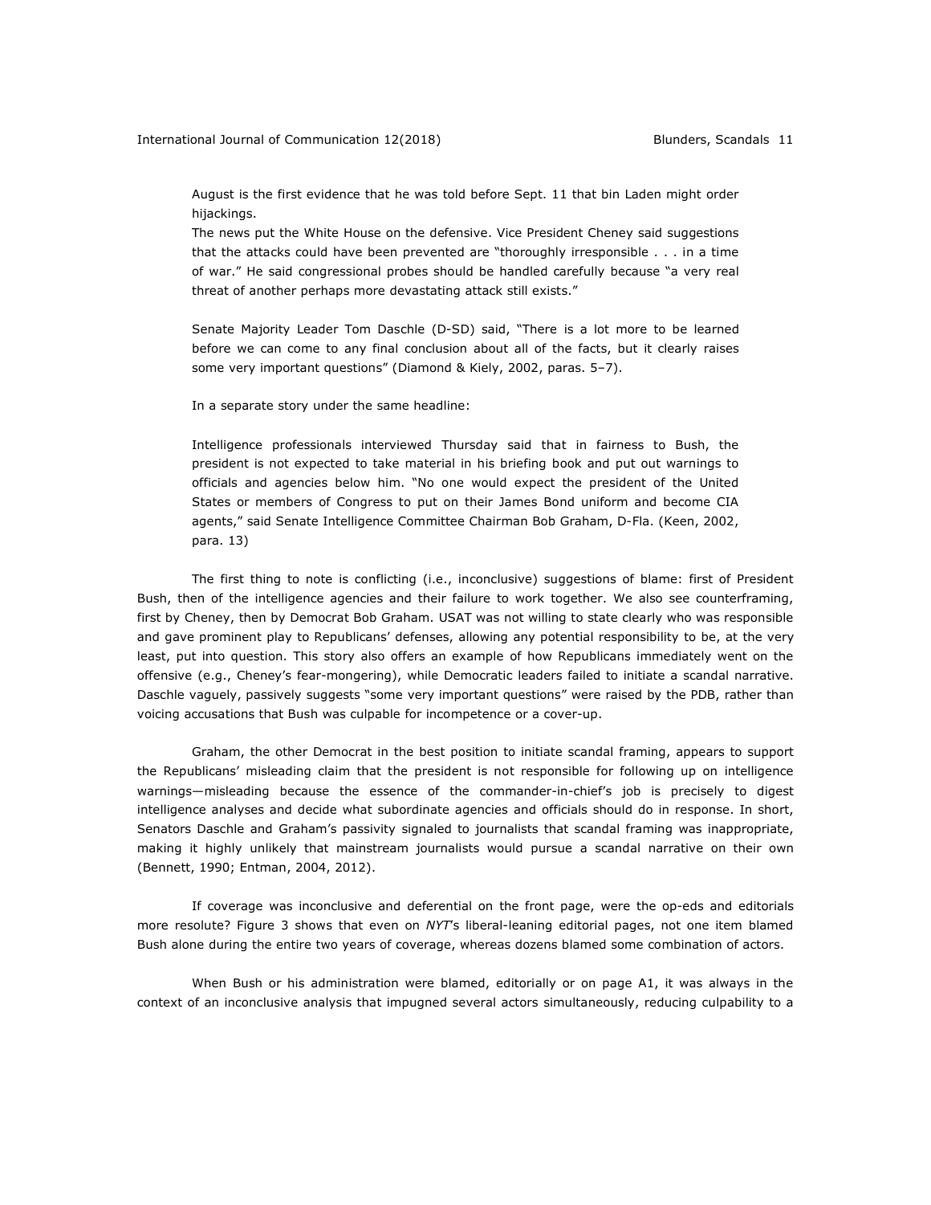> August is the first evidence that he was told before Sept. 11 that bin Laden might order hijackings.
>
> The news put the White House on the defensive. Vice President Cheney said suggestions that the attacks could have been prevented are "thoroughly irresponsible . . . in a time of war." He said congressional probes should be handled carefully because "a very real threat of another perhaps more devastating attack still exists."
>
> Senate Majority Leader Tom Daschle (D-SD) said, "There is a lot more to be learned before we can come to any final conclusion about all of the facts, but it clearly raises some very important questions" (Diamond & Kiely, 2002, paras. 5–7).
>
> In a separate story under the same headline:
>
> Intelligence professionals interviewed Thursday said that in fairness to Bush, the president is not expected to take material in his briefing book and put out warnings to officials and agencies below him. "No one would expect the president of the United States or members of Congress to put on their James Bond uniform and become CIA agents," said Senate Intelligence Committee Chairman Bob Graham, D-Fla. (Keen, 2002, para. 13)

The first thing to note is conflicting (i.e., inconclusive) suggestions of blame: first of President Bush, then of the intelligence agencies and their failure to work together. We also see counterframing, first by Cheney, then by Democrat Bob Graham. USAT was not willing to state clearly who was responsible and gave prominent play to Republicans' defenses, allowing any potential responsibility to be, at the very least, put into question. This story also offers an example of how Republicans immediately went on the offensive (e.g., Cheney's fear-mongering), while Democratic leaders failed to initiate a scandal narrative. Daschle vaguely, passively suggests "some very important questions" were raised by the PDB, rather than voicing accusations that Bush was culpable for incompetence or a cover-up.

Graham, the other Democrat in the best position to initiate scandal framing, appears to support the Republicans' misleading claim that the president is not responsible for following up on intelligence warnings—misleading because the essence of the commander-in-chief's job is precisely to digest intelligence analyses and decide what subordinate agencies and officials should do in response. In short, Senators Daschle and Graham's passivity signaled to journalists that scandal framing was inappropriate, making it highly unlikely that mainstream journalists would pursue a scandal narrative on their own (Bennett, 1990; Entman, 2004, 2012).

If coverage was inconclusive and deferential on the front page, were the op-eds and editorials more resolute? Figure 3 shows that even on *NYT*'s liberal-leaning editorial pages, not one item blamed Bush alone during the entire two years of coverage, whereas dozens blamed some combination of actors.

When Bush or his administration were blamed, editorially or on page A1, it was always in the context of an inconclusive analysis that impugned several actors simultaneously, reducing culpability to a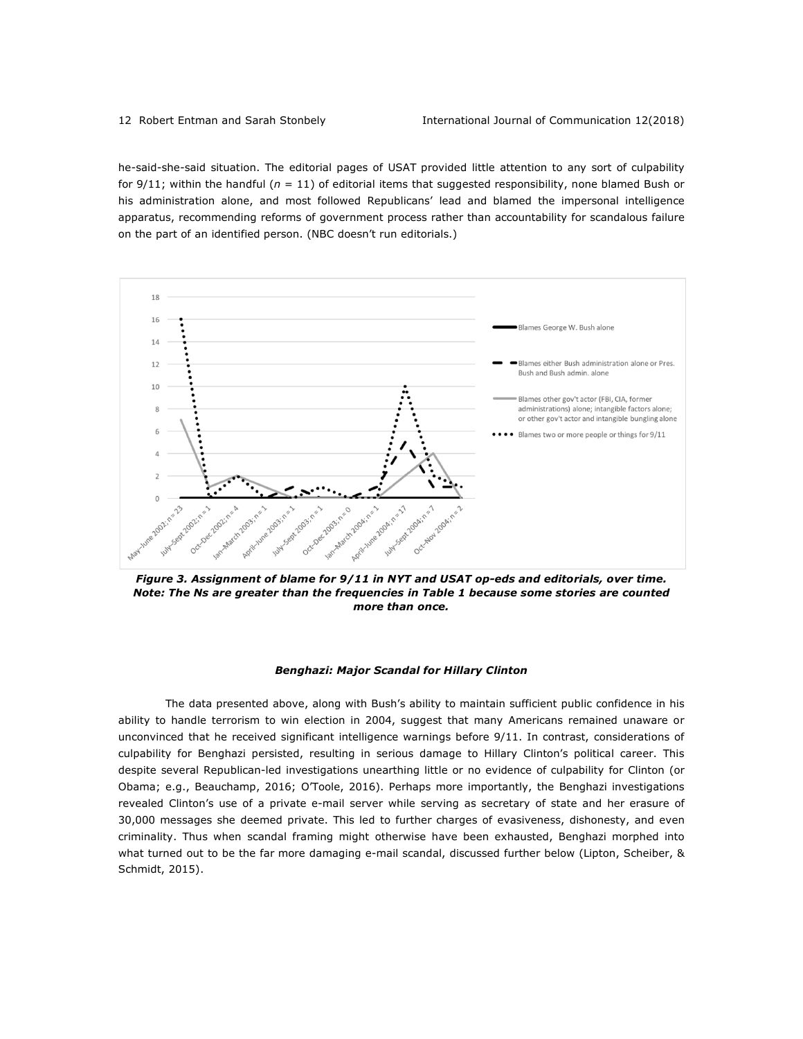he-said-she-said situation. The editorial pages of USAT provided little attention to any sort of culpability for 9/11; within the handful ($n$ = 11) of editorial items that suggested responsibility, none blamed Bush or his administration alone, and most followed Republicans' lead and blamed the impersonal intelligence apparatus, recommending reforms of government process rather than accountability for scandalous failure on the part of an identified person. (NBC doesn't run editorials.)

***Figure 3. Assignment of blame for 9/11 in NYT and USAT op-eds and editorials, over time. Note: The Ns are greater than the frequencies in Table 1 because some stories are counted more than once.***

#### *Benghazi: Major Scandal for Hillary Clinton*

The data presented above, along with Bush's ability to maintain sufficient public confidence in his ability to handle terrorism to win election in 2004, suggest that many Americans remained unaware or unconvinced that he received significant intelligence warnings before 9/11. In contrast, considerations of culpability for Benghazi persisted, resulting in serious damage to Hillary Clinton's political career. This despite several Republican-led investigations unearthing little or no evidence of culpability for Clinton (or Obama; e.g., Beauchamp, 2016; O'Toole, 2016). Perhaps more importantly, the Benghazi investigations revealed Clinton's use of a private e-mail server while serving as secretary of state and her erasure of 30,000 messages she deemed private. This led to further charges of evasiveness, dishonesty, and even criminality. Thus when scandal framing might otherwise have been exhausted, Benghazi morphed into what turned out to be the far more damaging e-mail scandal, discussed further below (Lipton, Scheiber, & Schmidt, 2015).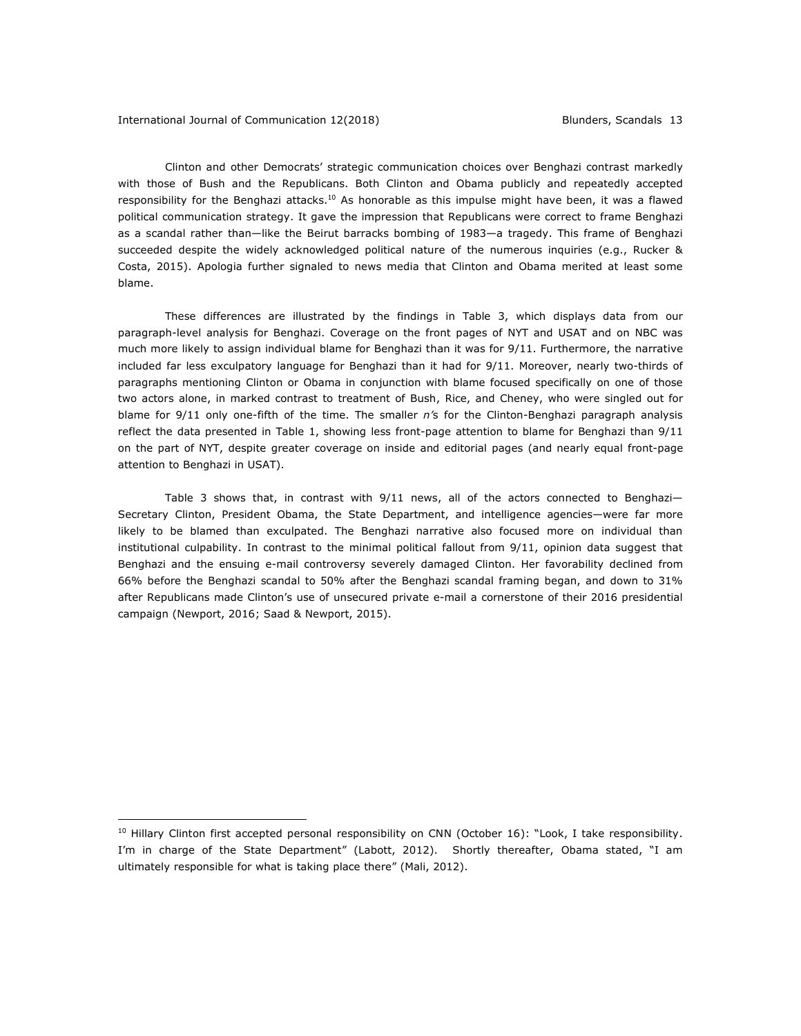Clinton and other Democrats' strategic communication choices over Benghazi contrast markedly with those of Bush and the Republicans. Both Clinton and Obama publicly and repeatedly accepted responsibility for the Benghazi attacks.[10] As honorable as this impulse might have been, it was a flawed political communication strategy. It gave the impression that Republicans were correct to frame Benghazi as a scandal rather than—like the Beirut barracks bombing of 1983—a tragedy. This frame of Benghazi succeeded despite the widely acknowledged political nature of the numerous inquiries (e.g., Rucker & Costa, 2015). Apologia further signaled to news media that Clinton and Obama merited at least some blame.

These differences are illustrated by the findings in Table 3, which displays data from our paragraph-level analysis for Benghazi. Coverage on the front pages of NYT and USAT and on NBC was much more likely to assign individual blame for Benghazi than it was for 9/11. Furthermore, the narrative included far less exculpatory language for Benghazi than it had for 9/11. Moreover, nearly two-thirds of paragraphs mentioning Clinton or Obama in conjunction with blame focused specifically on one of those two actors alone, in marked contrast to treatment of Bush, Rice, and Cheney, who were singled out for blame for 9/11 only one-fifth of the time. The smaller *n*'s for the Clinton-Benghazi paragraph analysis reflect the data presented in Table 1, showing less front-page attention to blame for Benghazi than 9/11 on the part of NYT, despite greater coverage on inside and editorial pages (and nearly equal front-page attention to Benghazi in USAT).

Table 3 shows that, in contrast with 9/11 news, all of the actors connected to Benghazi—Secretary Clinton, President Obama, the State Department, and intelligence agencies—were far more likely to be blamed than exculpated. The Benghazi narrative also focused more on individual than institutional culpability. In contrast to the minimal political fallout from 9/11, opinion data suggest that Benghazi and the ensuing e-mail controversy severely damaged Clinton. Her favorability declined from 66% before the Benghazi scandal to 50% after the Benghazi scandal framing began, and down to 31% after Republicans made Clinton's use of unsecured private e-mail a cornerstone of their 2016 presidential campaign (Newport, 2016; Saad & Newport, 2015).

---

[10] Hillary Clinton first accepted personal responsibility on CNN (October 16): "Look, I take responsibility. I'm in charge of the State Department" (Labott, 2012). Shortly thereafter, Obama stated, "I am ultimately responsible for what is taking place there" (Mali, 2012).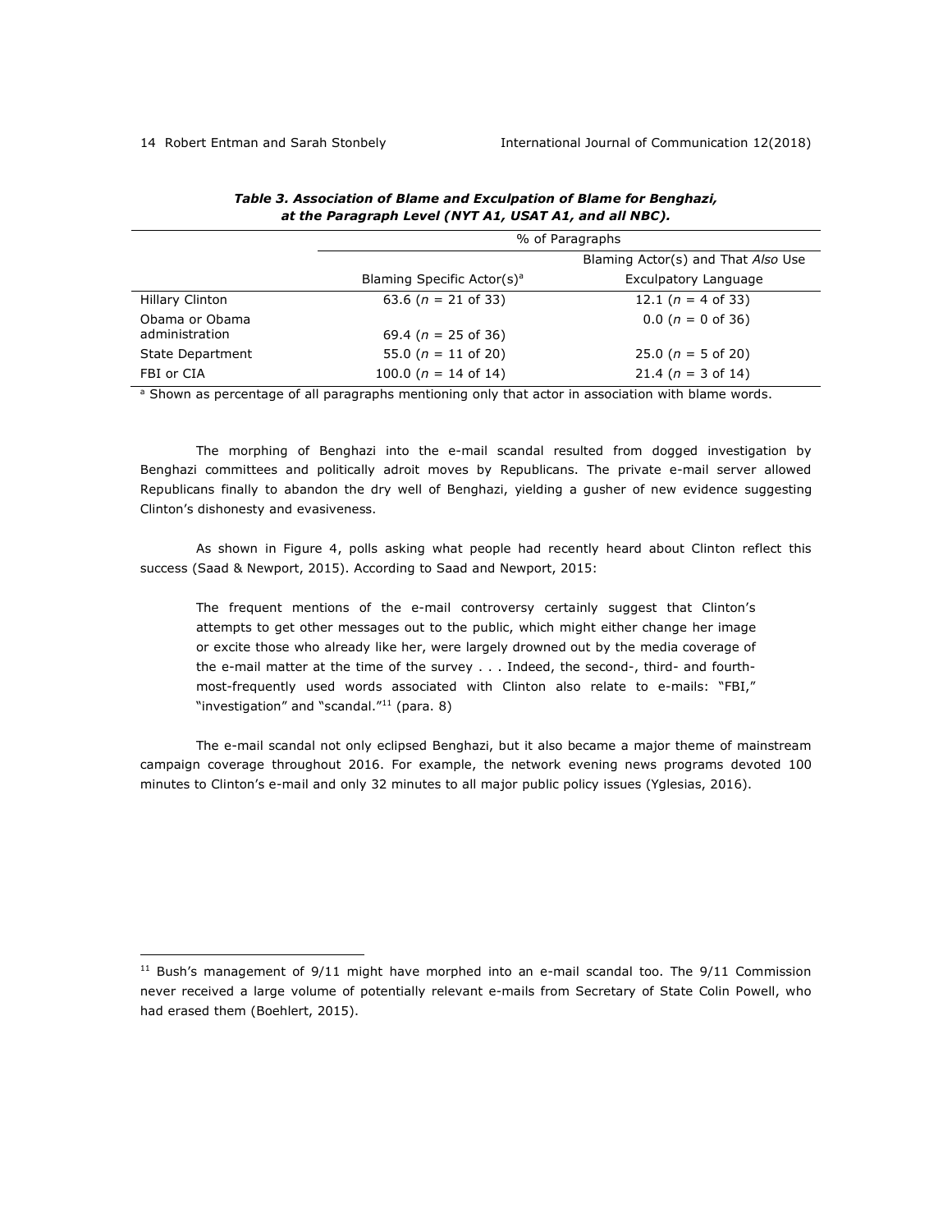***Table 3. Association of Blame and Exculpation of Blame for Benghazi, at the Paragraph Level (NYT A1, USAT A1, and all NBC).***

| | % of Paragraphs | |
|---|---|---|
| | Blaming Specific Actor(s)[a] | Blaming Actor(s) and That *Also* Use Exculpatory Language |
| Hillary Clinton | 63.6 (*n* = 21 of 33) | 12.1 (*n* = 4 of 33) |
| Obama or Obama administration | 69.4 (*n* = 25 of 36) | 0.0 (*n* = 0 of 36) |
| State Department | 55.0 (*n* = 11 of 20) | 25.0 (*n* = 5 of 20) |
| FBI or CIA | 100.0 (*n* = 14 of 14) | 21.4 (*n* = 3 of 14) |

[a] Shown as percentage of all paragraphs mentioning only that actor in association with blame words.

The morphing of Benghazi into the e-mail scandal resulted from dogged investigation by Benghazi committees and politically adroit moves by Republicans. The private e-mail server allowed Republicans finally to abandon the dry well of Benghazi, yielding a gusher of new evidence suggesting Clinton's dishonesty and evasiveness.

As shown in Figure 4, polls asking what people had recently heard about Clinton reflect this success (Saad & Newport, 2015). According to Saad and Newport, 2015:

> The frequent mentions of the e-mail controversy certainly suggest that Clinton's attempts to get other messages out to the public, which might either change her image or excite those who already like her, were largely drowned out by the media coverage of the e-mail matter at the time of the survey . . . Indeed, the second-, third- and fourth-most-frequently used words associated with Clinton also relate to e-mails: "FBI," "investigation" and "scandal."[11] (para. 8)

The e-mail scandal not only eclipsed Benghazi, but it also became a major theme of mainstream campaign coverage throughout 2016. For example, the network evening news programs devoted 100 minutes to Clinton's e-mail and only 32 minutes to all major public policy issues (Yglesias, 2016).

[11] Bush's management of 9/11 might have morphed into an e-mail scandal too. The 9/11 Commission never received a large volume of potentially relevant e-mails from Secretary of State Colin Powell, who had erased them (Boehlert, 2015).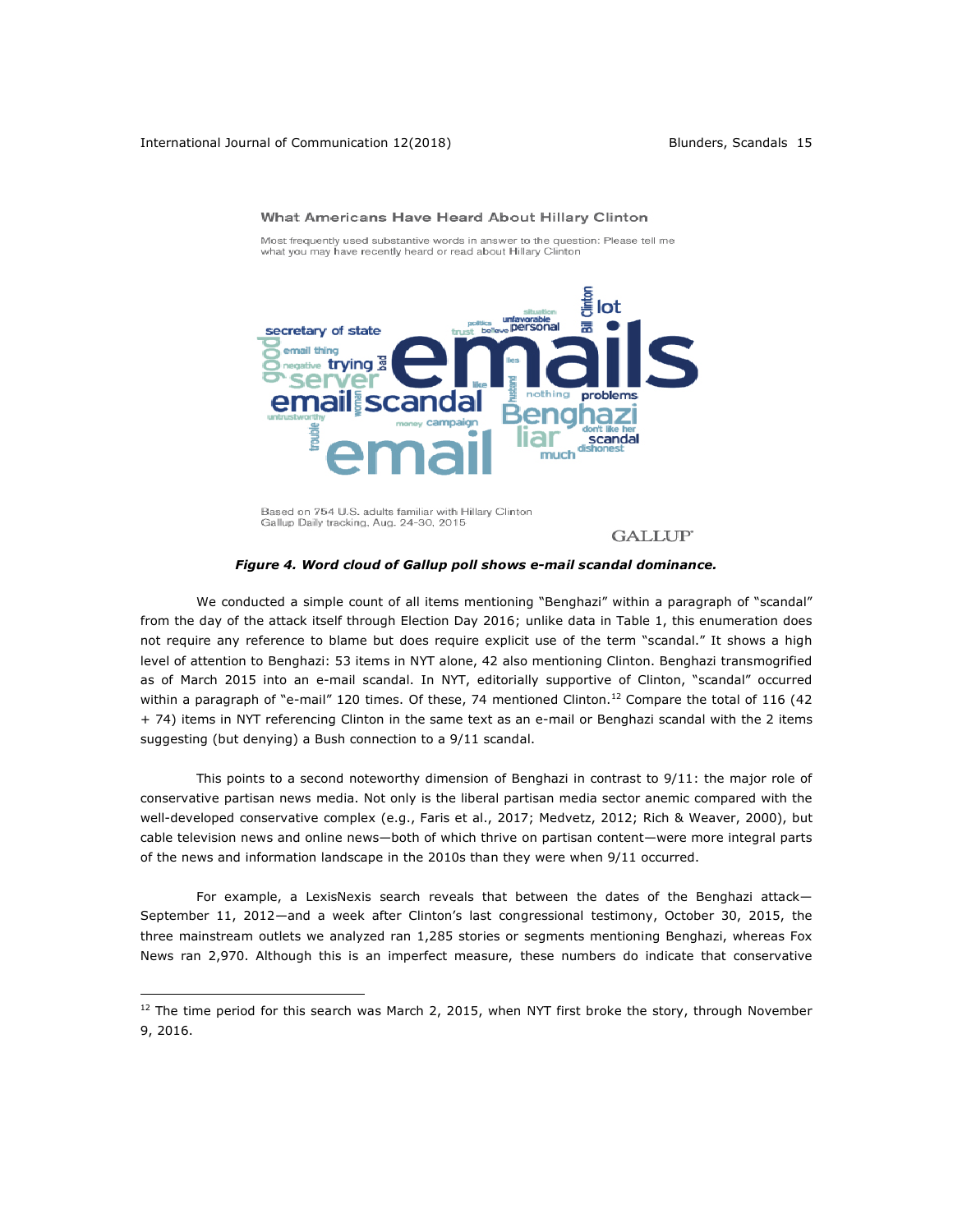What Americans Have Heard About Hillary Clinton

Most frequently used substantive words in answer to the question: Please tell me what you may have recently heard or read about Hillary Clinton

Based on 754 U.S. adults familiar with Hillary Clinton
Gallup Daily tracking, Aug. 24-30, 2015

GALLUP

***Figure 4. Word cloud of Gallup poll shows e-mail scandal dominance.***

We conducted a simple count of all items mentioning "Benghazi" within a paragraph of "scandal" from the day of the attack itself through Election Day 2016; unlike data in Table 1, this enumeration does not require any reference to blame but does require explicit use of the term "scandal." It shows a high level of attention to Benghazi: 53 items in NYT alone, 42 also mentioning Clinton. Benghazi transmogrified as of March 2015 into an e-mail scandal. In NYT, editorially supportive of Clinton, "scandal" occurred within a paragraph of "e-mail" 120 times. Of these, 74 mentioned Clinton.[12] Compare the total of 116 (42 + 74) items in NYT referencing Clinton in the same text as an e-mail or Benghazi scandal with the 2 items suggesting (but denying) a Bush connection to a 9/11 scandal.

This points to a second noteworthy dimension of Benghazi in contrast to 9/11: the major role of conservative partisan news media. Not only is the liberal partisan media sector anemic compared with the well-developed conservative complex (e.g., Faris et al., 2017; Medvetz, 2012; Rich & Weaver, 2000), but cable television news and online news—both of which thrive on partisan content—were more integral parts of the news and information landscape in the 2010s than they were when 9/11 occurred.

For example, a LexisNexis search reveals that between the dates of the Benghazi attack—September 11, 2012—and a week after Clinton's last congressional testimony, October 30, 2015, the three mainstream outlets we analyzed ran 1,285 stories or segments mentioning Benghazi, whereas Fox News ran 2,970. Although this is an imperfect measure, these numbers do indicate that conservative

---

[12] The time period for this search was March 2, 2015, when NYT first broke the story, through November 9, 2016.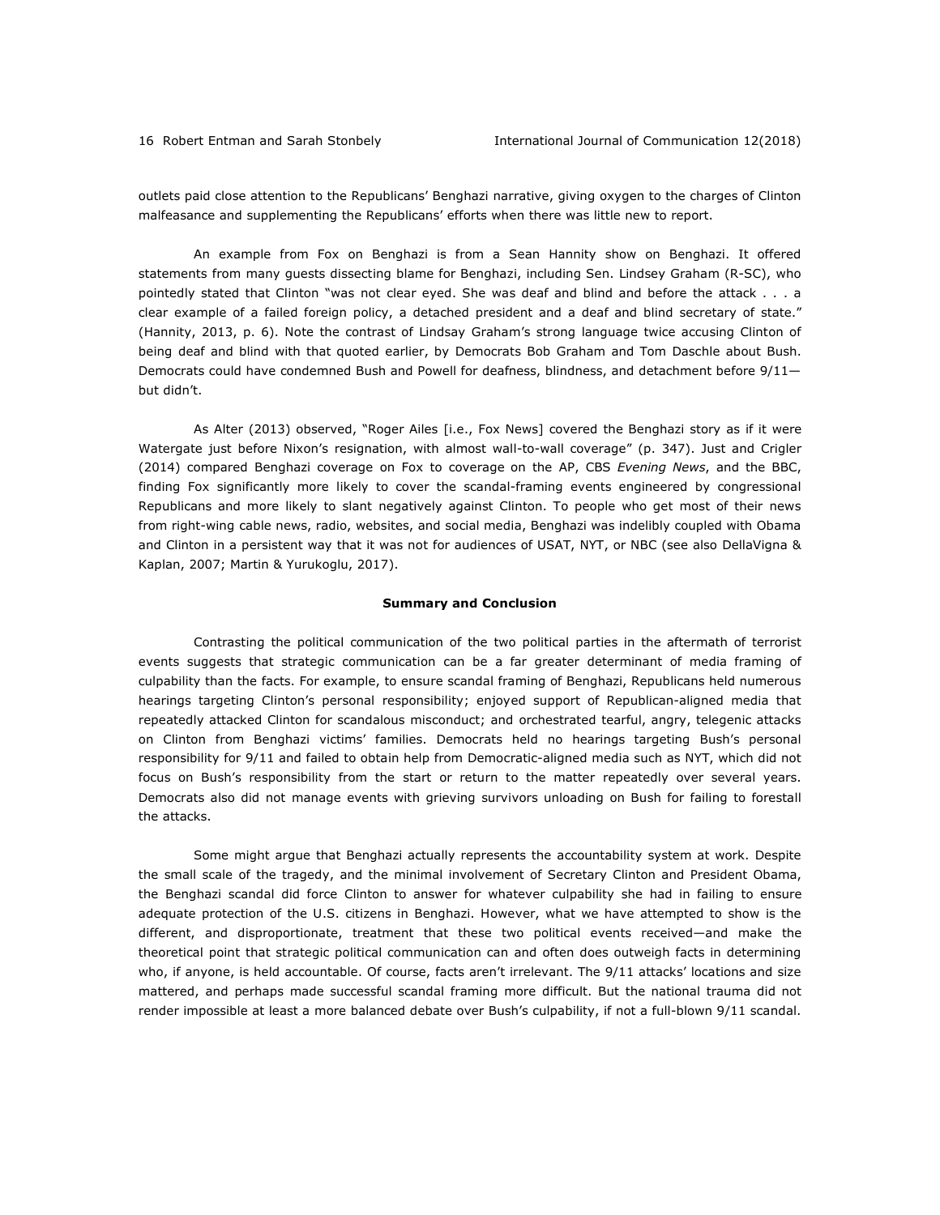outlets paid close attention to the Republicans' Benghazi narrative, giving oxygen to the charges of Clinton malfeasance and supplementing the Republicans' efforts when there was little new to report.

An example from Fox on Benghazi is from a Sean Hannity show on Benghazi. It offered statements from many guests dissecting blame for Benghazi, including Sen. Lindsey Graham (R-SC), who pointedly stated that Clinton "was not clear eyed. She was deaf and blind and before the attack . . . a clear example of a failed foreign policy, a detached president and a deaf and blind secretary of state." (Hannity, 2013, p. 6). Note the contrast of Lindsay Graham's strong language twice accusing Clinton of being deaf and blind with that quoted earlier, by Democrats Bob Graham and Tom Daschle about Bush. Democrats could have condemned Bush and Powell for deafness, blindness, and detachment before 9/11—but didn't.

As Alter (2013) observed, "Roger Ailes [i.e., Fox News] covered the Benghazi story as if it were Watergate just before Nixon's resignation, with almost wall-to-wall coverage" (p. 347). Just and Crigler (2014) compared Benghazi coverage on Fox to coverage on the AP, CBS *Evening News*, and the BBC, finding Fox significantly more likely to cover the scandal-framing events engineered by congressional Republicans and more likely to slant negatively against Clinton. To people who get most of their news from right-wing cable news, radio, websites, and social media, Benghazi was indelibly coupled with Obama and Clinton in a persistent way that it was not for audiences of USAT, NYT, or NBC (see also DellaVigna & Kaplan, 2007; Martin & Yurukoglu, 2017).

## Summary and Conclusion

Contrasting the political communication of the two political parties in the aftermath of terrorist events suggests that strategic communication can be a far greater determinant of media framing of culpability than the facts. For example, to ensure scandal framing of Benghazi, Republicans held numerous hearings targeting Clinton's personal responsibility; enjoyed support of Republican-aligned media that repeatedly attacked Clinton for scandalous misconduct; and orchestrated tearful, angry, telegenic attacks on Clinton from Benghazi victims' families. Democrats held no hearings targeting Bush's personal responsibility for 9/11 and failed to obtain help from Democratic-aligned media such as NYT, which did not focus on Bush's responsibility from the start or return to the matter repeatedly over several years. Democrats also did not manage events with grieving survivors unloading on Bush for failing to forestall the attacks.

Some might argue that Benghazi actually represents the accountability system at work. Despite the small scale of the tragedy, and the minimal involvement of Secretary Clinton and President Obama, the Benghazi scandal did force Clinton to answer for whatever culpability she had in failing to ensure adequate protection of the U.S. citizens in Benghazi. However, what we have attempted to show is the different, and disproportionate, treatment that these two political events received—and make the theoretical point that strategic political communication can and often does outweigh facts in determining who, if anyone, is held accountable. Of course, facts aren't irrelevant. The 9/11 attacks' locations and size mattered, and perhaps made successful scandal framing more difficult. But the national trauma did not render impossible at least a more balanced debate over Bush's culpability, if not a full-blown 9/11 scandal.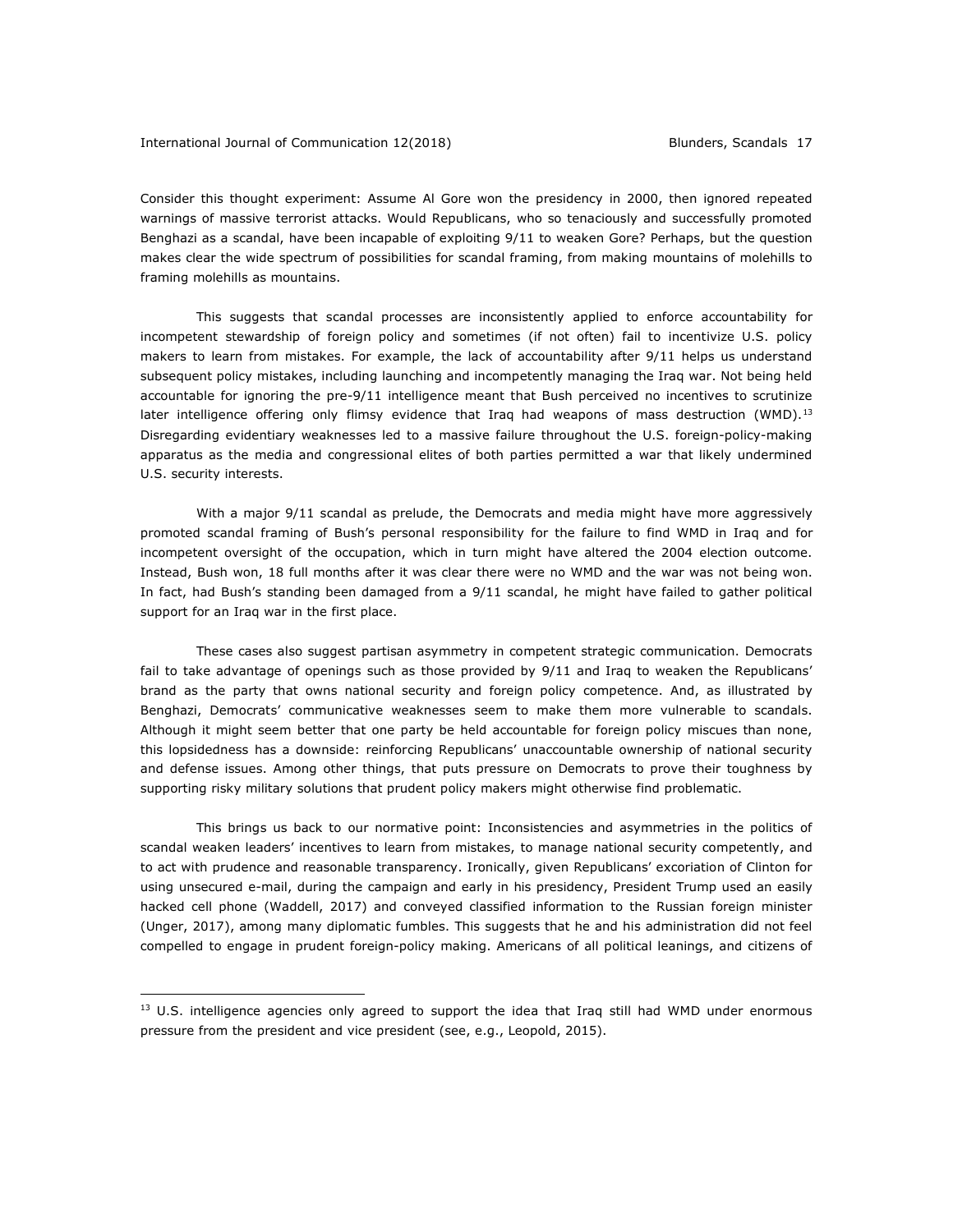Consider this thought experiment: Assume Al Gore won the presidency in 2000, then ignored repeated warnings of massive terrorist attacks. Would Republicans, who so tenaciously and successfully promoted Benghazi as a scandal, have been incapable of exploiting 9/11 to weaken Gore? Perhaps, but the question makes clear the wide spectrum of possibilities for scandal framing, from making mountains of molehills to framing molehills as mountains.

This suggests that scandal processes are inconsistently applied to enforce accountability for incompetent stewardship of foreign policy and sometimes (if not often) fail to incentivize U.S. policy makers to learn from mistakes. For example, the lack of accountability after 9/11 helps us understand subsequent policy mistakes, including launching and incompetently managing the Iraq war. Not being held accountable for ignoring the pre-9/11 intelligence meant that Bush perceived no incentives to scrutinize later intelligence offering only flimsy evidence that Iraq had weapons of mass destruction (WMD).[13] Disregarding evidentiary weaknesses led to a massive failure throughout the U.S. foreign-policy-making apparatus as the media and congressional elites of both parties permitted a war that likely undermined U.S. security interests.

With a major 9/11 scandal as prelude, the Democrats and media might have more aggressively promoted scandal framing of Bush's personal responsibility for the failure to find WMD in Iraq and for incompetent oversight of the occupation, which in turn might have altered the 2004 election outcome. Instead, Bush won, 18 full months after it was clear there were no WMD and the war was not being won. In fact, had Bush's standing been damaged from a 9/11 scandal, he might have failed to gather political support for an Iraq war in the first place.

These cases also suggest partisan asymmetry in competent strategic communication. Democrats fail to take advantage of openings such as those provided by 9/11 and Iraq to weaken the Republicans' brand as the party that owns national security and foreign policy competence. And, as illustrated by Benghazi, Democrats' communicative weaknesses seem to make them more vulnerable to scandals. Although it might seem better that one party be held accountable for foreign policy miscues than none, this lopsidedness has a downside: reinforcing Republicans' unaccountable ownership of national security and defense issues. Among other things, that puts pressure on Democrats to prove their toughness by supporting risky military solutions that prudent policy makers might otherwise find problematic.

This brings us back to our normative point: Inconsistencies and asymmetries in the politics of scandal weaken leaders' incentives to learn from mistakes, to manage national security competently, and to act with prudence and reasonable transparency. Ironically, given Republicans' excoriation of Clinton for using unsecured e-mail, during the campaign and early in his presidency, President Trump used an easily hacked cell phone (Waddell, 2017) and conveyed classified information to the Russian foreign minister (Unger, 2017), among many diplomatic fumbles. This suggests that he and his administration did not feel compelled to engage in prudent foreign-policy making. Americans of all political leanings, and citizens of

[13] U.S. intelligence agencies only agreed to support the idea that Iraq still had WMD under enormous pressure from the president and vice president (see, e.g., Leopold, 2015).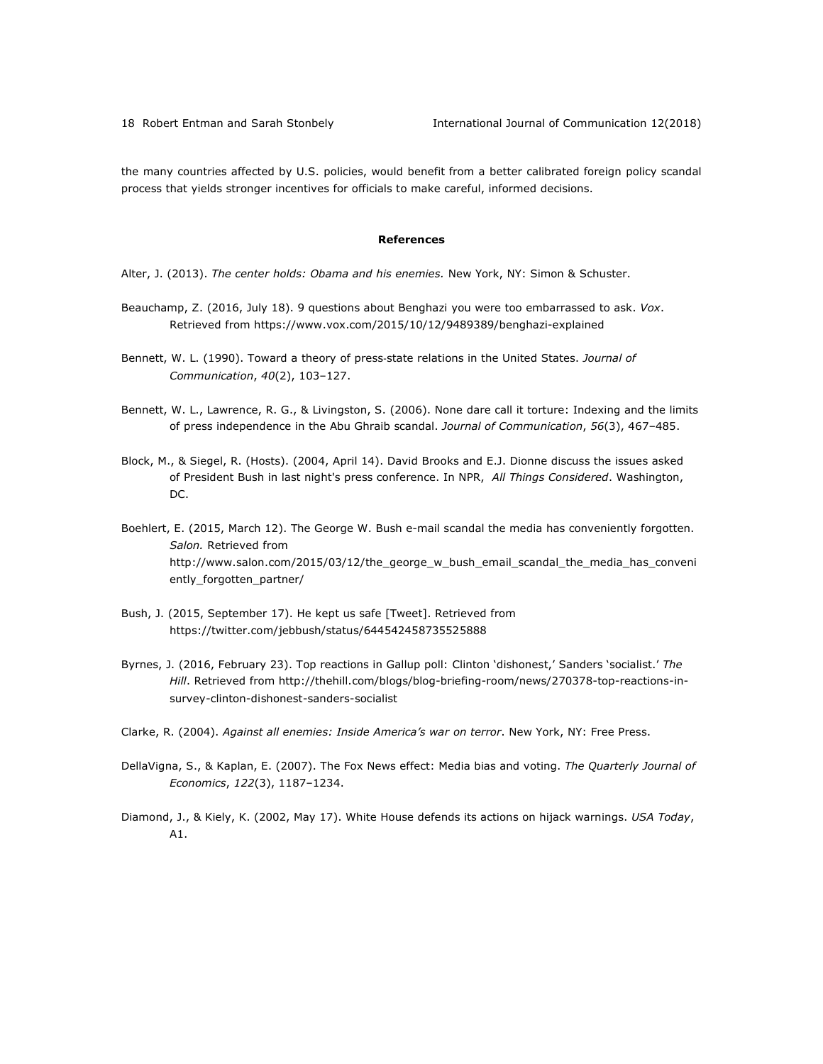the many countries affected by U.S. policies, would benefit from a better calibrated foreign policy scandal process that yields stronger incentives for officials to make careful, informed decisions.

## References

Alter, J. (2013). *The center holds: Obama and his enemies.* New York, NY: Simon & Schuster.

Beauchamp, Z. (2016, July 18). 9 questions about Benghazi you were too embarrassed to ask. *Vox*. Retrieved from https://www.vox.com/2015/10/12/9489389/benghazi-explained

Bennett, W. L. (1990). Toward a theory of press-state relations in the United States. *Journal of Communication*, *40*(2), 103–127.

Bennett, W. L., Lawrence, R. G., & Livingston, S. (2006). None dare call it torture: Indexing and the limits of press independence in the Abu Ghraib scandal. *Journal of Communication*, *56*(3), 467–485.

Block, M., & Siegel, R. (Hosts). (2004, April 14). David Brooks and E.J. Dionne discuss the issues asked of President Bush in last night's press conference. In NPR, *All Things Considered*. Washington, DC.

Boehlert, E. (2015, March 12). The George W. Bush e-mail scandal the media has conveniently forgotten. *Salon.* Retrieved from http://www.salon.com/2015/03/12/the_george_w_bush_email_scandal_the_media_has_conveniently_forgotten_partner/

Bush, J. (2015, September 17). He kept us safe [Tweet]. Retrieved from https://twitter.com/jebbush/status/644542458735525888

Byrnes, J. (2016, February 23). Top reactions in Gallup poll: Clinton 'dishonest,' Sanders 'socialist.' *The Hill*. Retrieved from http://thehill.com/blogs/blog-briefing-room/news/270378-top-reactions-in-survey-clinton-dishonest-sanders-socialist

Clarke, R. (2004). *Against all enemies: Inside America's war on terror*. New York, NY: Free Press.

DellaVigna, S., & Kaplan, E. (2007). The Fox News effect: Media bias and voting. *The Quarterly Journal of Economics*, *122*(3), 1187–1234.

Diamond, J., & Kiely, K. (2002, May 17). White House defends its actions on hijack warnings. *USA Today*, A1.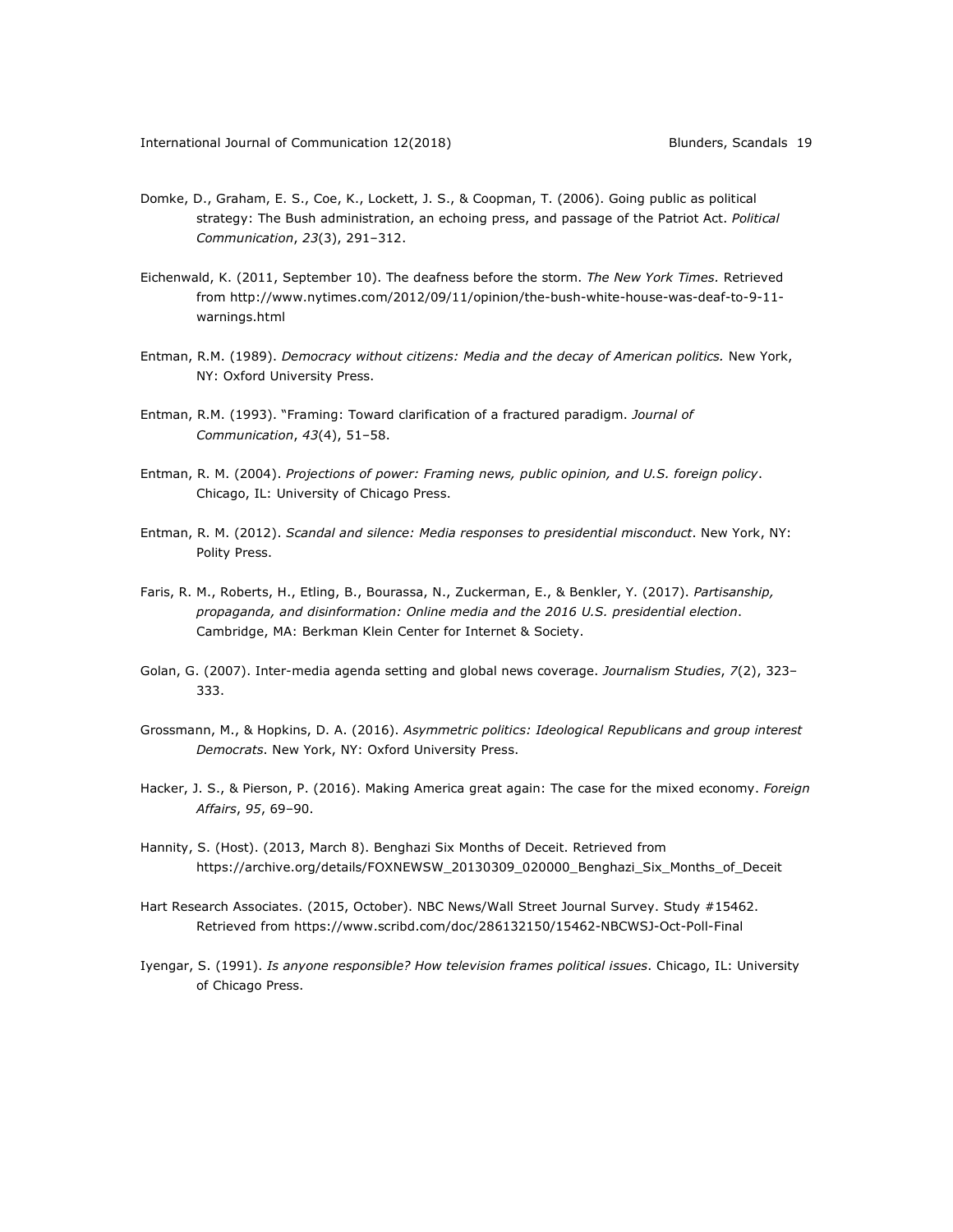Domke, D., Graham, E. S., Coe, K., Lockett, J. S., & Coopman, T. (2006). Going public as political strategy: The Bush administration, an echoing press, and passage of the Patriot Act. *Political Communication*, *23*(3), 291–312.

Eichenwald, K. (2011, September 10). The deafness before the storm. *The New York Times.* Retrieved from http://www.nytimes.com/2012/09/11/opinion/the-bush-white-house-was-deaf-to-9-11-warnings.html

Entman, R.M. (1989). *Democracy without citizens: Media and the decay of American politics.* New York, NY: Oxford University Press.

Entman, R.M. (1993). "Framing: Toward clarification of a fractured paradigm. *Journal of Communication*, *43*(4), 51–58.

Entman, R. M. (2004). *Projections of power: Framing news, public opinion, and U.S. foreign policy*. Chicago, IL: University of Chicago Press.

Entman, R. M. (2012). *Scandal and silence: Media responses to presidential misconduct*. New York, NY: Polity Press.

Faris, R. M., Roberts, H., Etling, B., Bourassa, N., Zuckerman, E., & Benkler, Y. (2017). *Partisanship, propaganda, and disinformation: Online media and the 2016 U.S. presidential election*. Cambridge, MA: Berkman Klein Center for Internet & Society.

Golan, G. (2007). Inter-media agenda setting and global news coverage. *Journalism Studies*, *7*(2), 323–333.

Grossmann, M., & Hopkins, D. A. (2016). *Asymmetric politics: Ideological Republicans and group interest Democrats*. New York, NY: Oxford University Press.

Hacker, J. S., & Pierson, P. (2016). Making America great again: The case for the mixed economy. *Foreign Affairs*, *95*, 69–90.

Hannity, S. (Host). (2013, March 8). Benghazi Six Months of Deceit. Retrieved from https://archive.org/details/FOXNEWSW_20130309_020000_Benghazi_Six_Months_of_Deceit

Hart Research Associates. (2015, October). NBC News/Wall Street Journal Survey. Study #15462. Retrieved from https://www.scribd.com/doc/286132150/15462-NBCWSJ-Oct-Poll-Final

Iyengar, S. (1991). *Is anyone responsible? How television frames political issues*. Chicago, IL: University of Chicago Press.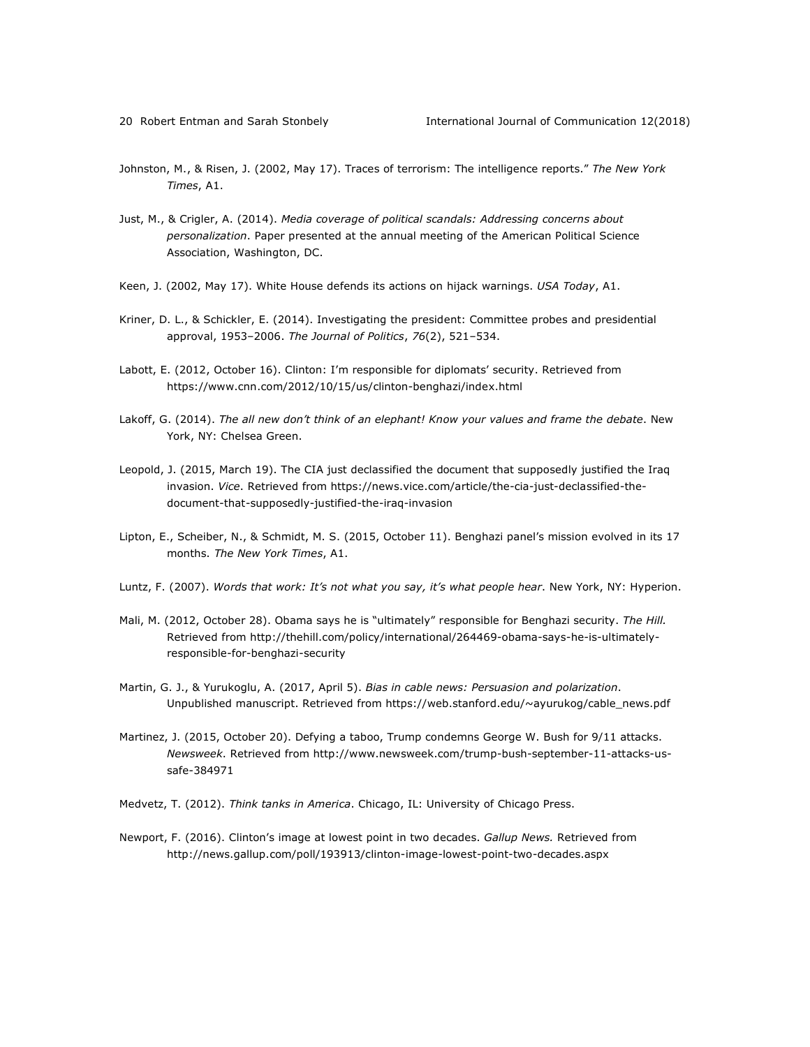Johnston, M., & Risen, J. (2002, May 17). Traces of terrorism: The intelligence reports." *The New York Times*, A1.

Just, M., & Crigler, A. (2014). *Media coverage of political scandals: Addressing concerns about personalization*. Paper presented at the annual meeting of the American Political Science Association, Washington, DC.

Keen, J. (2002, May 17). White House defends its actions on hijack warnings. *USA Today*, A1.

Kriner, D. L., & Schickler, E. (2014). Investigating the president: Committee probes and presidential approval, 1953–2006. *The Journal of Politics*, *76*(2), 521–534.

Labott, E. (2012, October 16). Clinton: I'm responsible for diplomats' security. Retrieved from https://www.cnn.com/2012/10/15/us/clinton-benghazi/index.html

Lakoff, G. (2014). *The all new don't think of an elephant! Know your values and frame the debate*. New York, NY: Chelsea Green.

Leopold, J. (2015, March 19). The CIA just declassified the document that supposedly justified the Iraq invasion. *Vice*. Retrieved from https://news.vice.com/article/the-cia-just-declassified-the-document-that-supposedly-justified-the-iraq-invasion

Lipton, E., Scheiber, N., & Schmidt, M. S. (2015, October 11). Benghazi panel's mission evolved in its 17 months. *The New York Times*, A1.

Luntz, F. (2007). *Words that work: It's not what you say, it's what people hear*. New York, NY: Hyperion.

Mali, M. (2012, October 28). Obama says he is "ultimately" responsible for Benghazi security. *The Hill.* Retrieved from http://thehill.com/policy/international/264469-obama-says-he-is-ultimately-responsible-for-benghazi-security

Martin, G. J., & Yurukoglu, A. (2017, April 5). *Bias in cable news: Persuasion and polarization*. Unpublished manuscript. Retrieved from https://web.stanford.edu/~ayurukog/cable_news.pdf

Martinez, J. (2015, October 20). Defying a taboo, Trump condemns George W. Bush for 9/11 attacks. *Newsweek*. Retrieved from http://www.newsweek.com/trump-bush-september-11-attacks-us-safe-384971

Medvetz, T. (2012). *Think tanks in America*. Chicago, IL: University of Chicago Press.

Newport, F. (2016). Clinton's image at lowest point in two decades. *Gallup News.* Retrieved from http://news.gallup.com/poll/193913/clinton-image-lowest-point-two-decades.aspx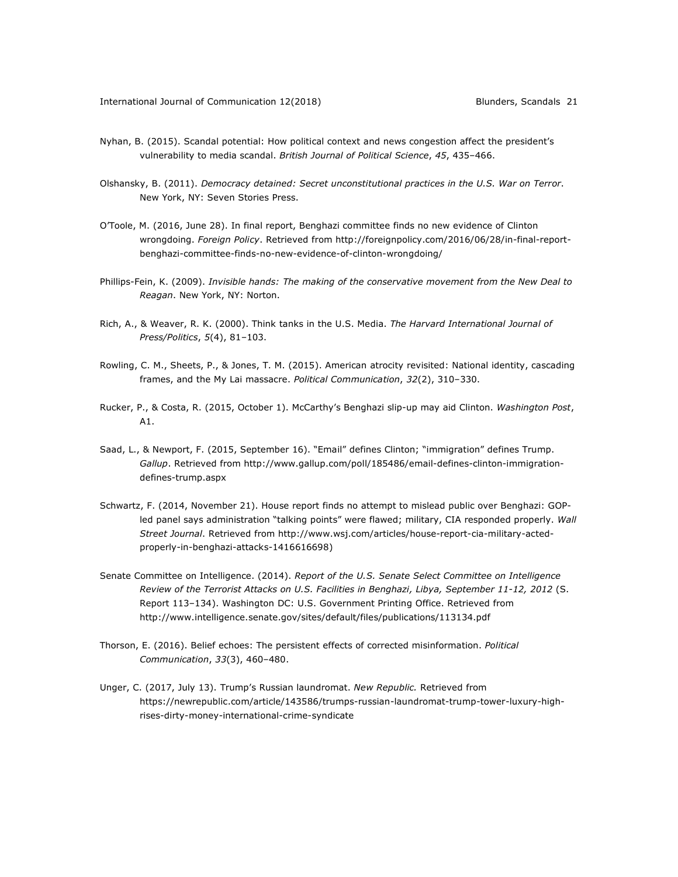Nyhan, B. (2015). Scandal potential: How political context and news congestion affect the president's vulnerability to media scandal. *British Journal of Political Science*, *45*, 435–466.

Olshansky, B. (2011). *Democracy detained: Secret unconstitutional practices in the U.S. War on Terror*. New York, NY: Seven Stories Press.

O'Toole, M. (2016, June 28). In final report, Benghazi committee finds no new evidence of Clinton wrongdoing. *Foreign Policy*. Retrieved from http://foreignpolicy.com/2016/06/28/in-final-report-benghazi-committee-finds-no-new-evidence-of-clinton-wrongdoing/

Phillips-Fein, K. (2009). *Invisible hands: The making of the conservative movement from the New Deal to Reagan*. New York, NY: Norton.

Rich, A., & Weaver, R. K. (2000). Think tanks in the U.S. Media. *The Harvard International Journal of Press/Politics*, *5*(4), 81–103.

Rowling, C. M., Sheets, P., & Jones, T. M. (2015). American atrocity revisited: National identity, cascading frames, and the My Lai massacre. *Political Communication*, *32*(2), 310–330.

Rucker, P., & Costa, R. (2015, October 1). McCarthy's Benghazi slip-up may aid Clinton. *Washington Post*, A1.

Saad, L., & Newport, F. (2015, September 16). "Email" defines Clinton; "immigration" defines Trump. *Gallup*. Retrieved from http://www.gallup.com/poll/185486/email-defines-clinton-immigration-defines-trump.aspx

Schwartz, F. (2014, November 21). House report finds no attempt to mislead public over Benghazi: GOP-led panel says administration "talking points" were flawed; military, CIA responded properly. *Wall Street Journal*. Retrieved from http://www.wsj.com/articles/house-report-cia-military-acted-properly-in-benghazi-attacks-1416616698)

Senate Committee on Intelligence. (2014). *Report of the U.S. Senate Select Committee on Intelligence Review of the Terrorist Attacks on U.S. Facilities in Benghazi, Libya, September 11-12, 2012* (S. Report 113–134). Washington DC: U.S. Government Printing Office. Retrieved from http://www.intelligence.senate.gov/sites/default/files/publications/113134.pdf

Thorson, E. (2016). Belief echoes: The persistent effects of corrected misinformation. *Political Communication*, *33*(3), 460–480.

Unger, C. (2017, July 13). Trump's Russian laundromat. *New Republic.* Retrieved from https://newrepublic.com/article/143586/trumps-russian-laundromat-trump-tower-luxury-high-rises-dirty-money-international-crime-syndicate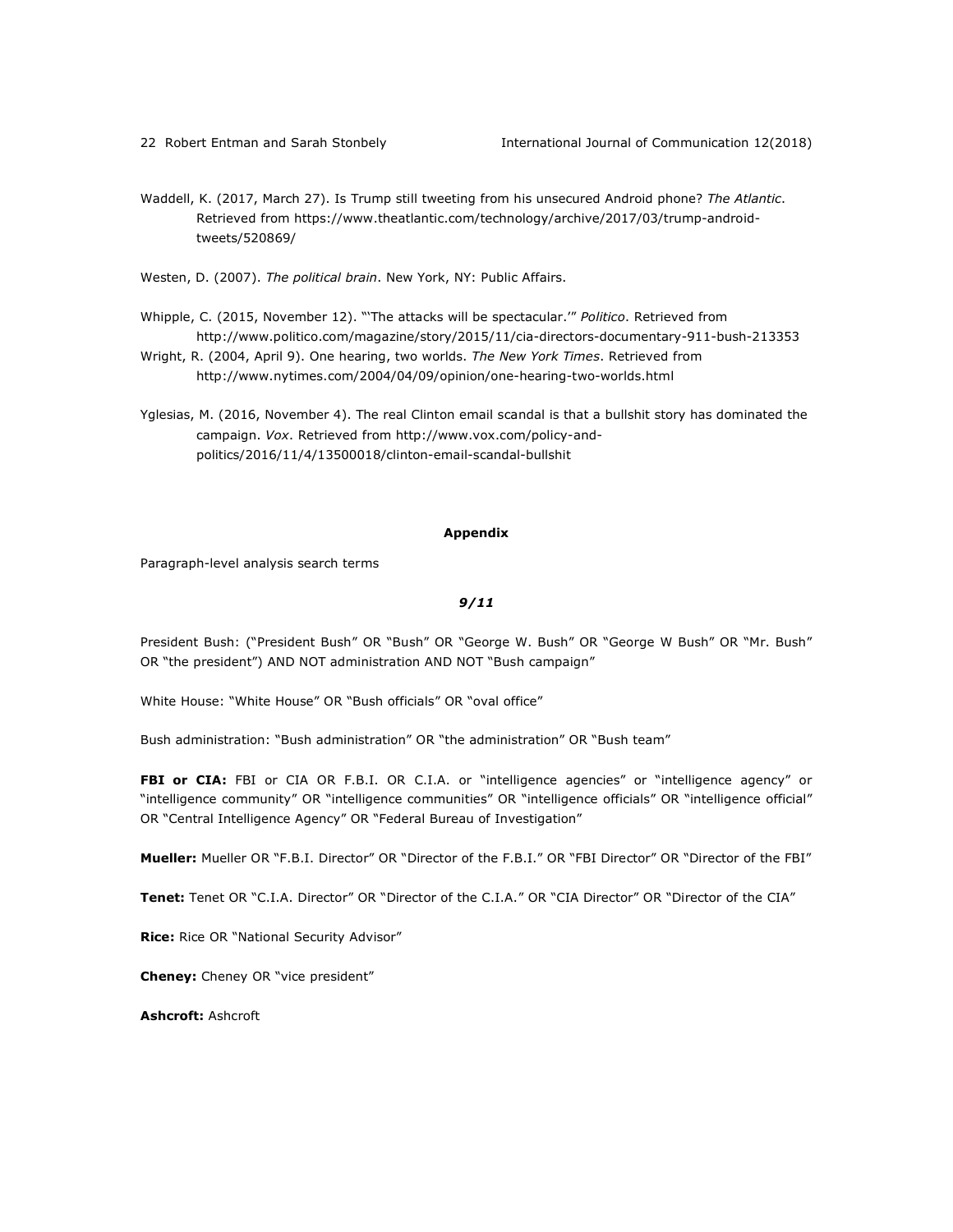Waddell, K. (2017, March 27). Is Trump still tweeting from his unsecured Android phone? *The Atlantic*. Retrieved from https://www.theatlantic.com/technology/archive/2017/03/trump-android-tweets/520869/

Westen, D. (2007). *The political brain*. New York, NY: Public Affairs.

Whipple, C. (2015, November 12). "'The attacks will be spectacular.'" *Politico*. Retrieved from http://www.politico.com/magazine/story/2015/11/cia-directors-documentary-911-bush-213353

Wright, R. (2004, April 9). One hearing, two worlds. *The New York Times*. Retrieved from http://www.nytimes.com/2004/04/09/opinion/one-hearing-two-worlds.html

Yglesias, M. (2016, November 4). The real Clinton email scandal is that a bullshit story has dominated the campaign. *Vox*. Retrieved from http://www.vox.com/policy-and-politics/2016/11/4/13500018/clinton-email-scandal-bullshit

## Appendix

Paragraph-level analysis search terms

### *9/11*

President Bush: ("President Bush" OR "Bush" OR "George W. Bush" OR "George W Bush" OR "Mr. Bush" OR "the president") AND NOT administration AND NOT "Bush campaign"

White House: "White House" OR "Bush officials" OR "oval office"

Bush administration: "Bush administration" OR "the administration" OR "Bush team"

**FBI or CIA:** FBI or CIA OR F.B.I. OR C.I.A. or "intelligence agencies" or "intelligence agency" or "intelligence community" OR "intelligence communities" OR "intelligence officials" OR "intelligence official" OR "Central Intelligence Agency" OR "Federal Bureau of Investigation"

**Mueller:** Mueller OR "F.B.I. Director" OR "Director of the F.B.I." OR "FBI Director" OR "Director of the FBI"

**Tenet:** Tenet OR "C.I.A. Director" OR "Director of the C.I.A." OR "CIA Director" OR "Director of the CIA"

**Rice:** Rice OR "National Security Advisor"

**Cheney:** Cheney OR "vice president"

**Ashcroft:** Ashcroft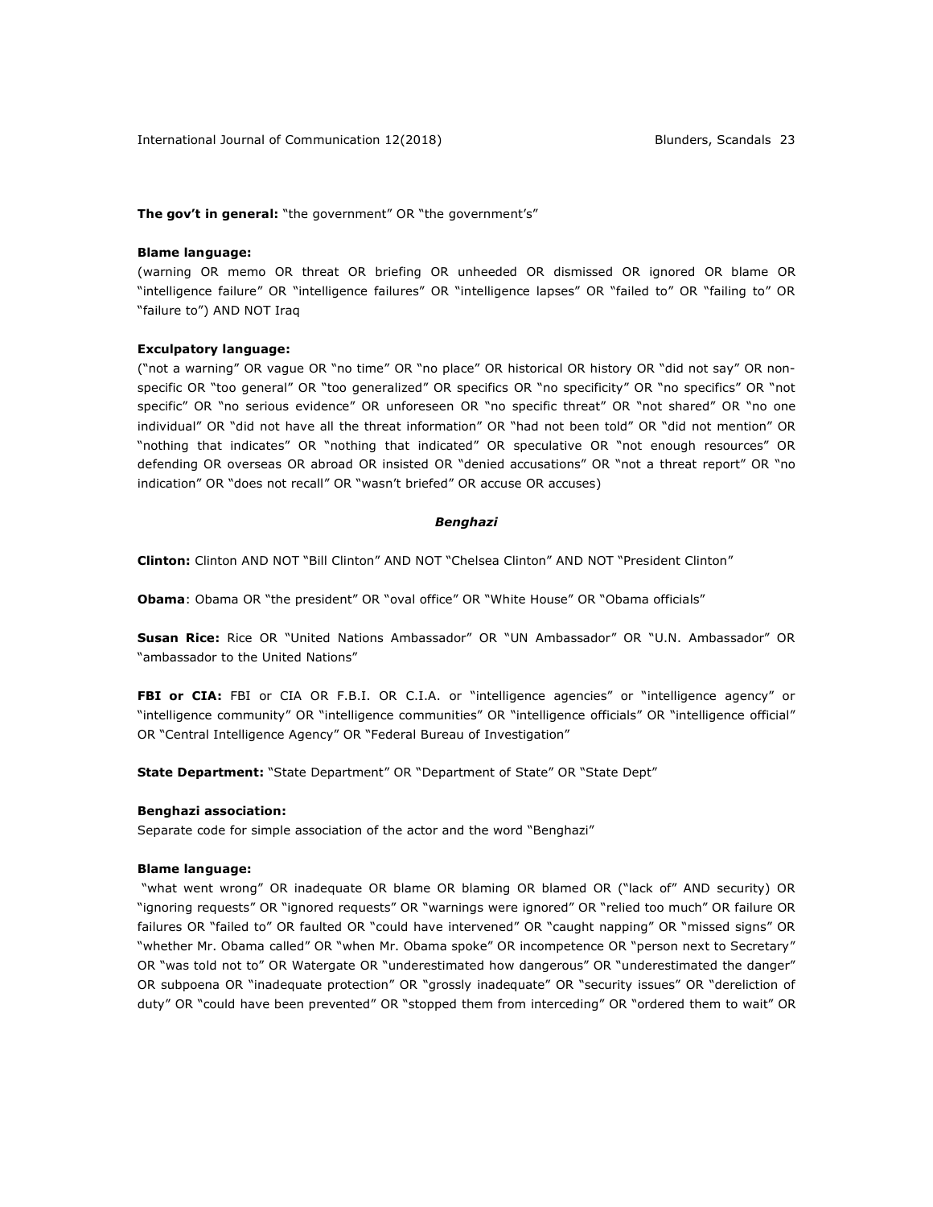**The gov't in general:** "the government" OR "the government's"

**Blame language:**
(warning OR memo OR threat OR briefing OR unheeded OR dismissed OR ignored OR blame OR "intelligence failure" OR "intelligence failures" OR "intelligence lapses" OR "failed to" OR "failing to" OR "failure to") AND NOT Iraq

**Exculpatory language:**
("not a warning" OR vague OR "no time" OR "no place" OR historical OR history OR "did not say" OR non-specific OR "too general" OR "too generalized" OR specifics OR "no specificity" OR "no specifics" OR "not specific" OR "no serious evidence" OR unforeseen OR "no specific threat" OR "not shared" OR "no one individual" OR "did not have all the threat information" OR "had not been told" OR "did not mention" OR "nothing that indicates" OR "nothing that indicated" OR speculative OR "not enough resources" OR defending OR overseas OR abroad OR insisted OR "denied accusations" OR "not a threat report" OR "no indication" OR "does not recall" OR "wasn't briefed" OR accuse OR accuses)

***Benghazi***

**Clinton:** Clinton AND NOT "Bill Clinton" AND NOT "Chelsea Clinton" AND NOT "President Clinton"

**Obama**: Obama OR "the president" OR "oval office" OR "White House" OR "Obama officials"

**Susan Rice:** Rice OR "United Nations Ambassador" OR "UN Ambassador" OR "U.N. Ambassador" OR "ambassador to the United Nations"

**FBI or CIA:** FBI or CIA OR F.B.I. OR C.I.A. or "intelligence agencies" or "intelligence agency" or "intelligence community" OR "intelligence communities" OR "intelligence officials" OR "intelligence official" OR "Central Intelligence Agency" OR "Federal Bureau of Investigation"

**State Department:** "State Department" OR "Department of State" OR "State Dept"

**Benghazi association:**
Separate code for simple association of the actor and the word "Benghazi"

**Blame language:**
"what went wrong" OR inadequate OR blame OR blaming OR blamed OR ("lack of" AND security) OR "ignoring requests" OR "ignored requests" OR "warnings were ignored" OR "relied too much" OR failure OR failures OR "failed to" OR faulted OR "could have intervened" OR "caught napping" OR "missed signs" OR "whether Mr. Obama called" OR "when Mr. Obama spoke" OR incompetence OR "person next to Secretary" OR "was told not to" OR Watergate OR "underestimated how dangerous" OR "underestimated the danger" OR subpoena OR "inadequate protection" OR "grossly inadequate" OR "security issues" OR "dereliction of duty" OR "could have been prevented" OR "stopped them from interceding" OR "ordered them to wait" OR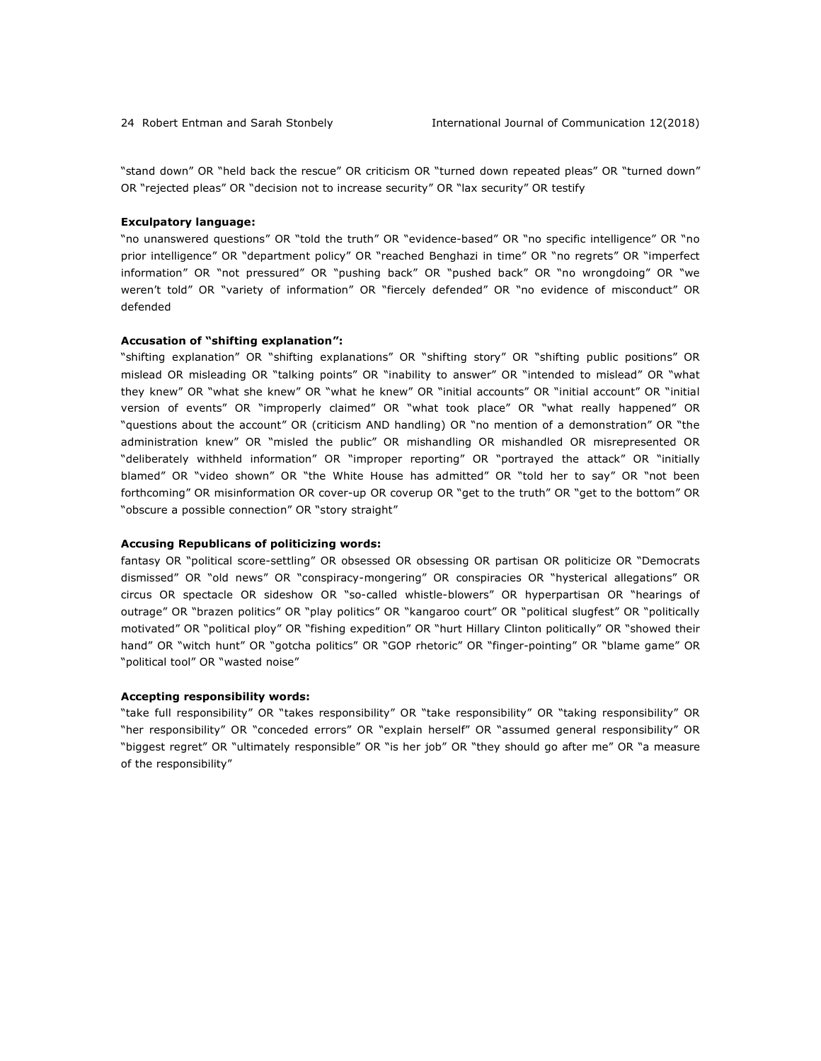"stand down" OR "held back the rescue" OR criticism OR "turned down repeated pleas" OR "turned down" OR "rejected pleas" OR "decision not to increase security" OR "lax security" OR testify

**Exculpatory language:**

"no unanswered questions" OR "told the truth" OR "evidence-based" OR "no specific intelligence" OR "no prior intelligence" OR "department policy" OR "reached Benghazi in time" OR "no regrets" OR "imperfect information" OR "not pressured" OR "pushing back" OR "pushed back" OR "no wrongdoing" OR "we weren't told" OR "variety of information" OR "fiercely defended" OR "no evidence of misconduct" OR defended

**Accusation of "shifting explanation":**

"shifting explanation" OR "shifting explanations" OR "shifting story" OR "shifting public positions" OR mislead OR misleading OR "talking points" OR "inability to answer" OR "intended to mislead" OR "what they knew" OR "what she knew" OR "what he knew" OR "initial accounts" OR "initial account" OR "initial version of events" OR "improperly claimed" OR "what took place" OR "what really happened" OR "questions about the account" OR (criticism AND handling) OR "no mention of a demonstration" OR "the administration knew" OR "misled the public" OR mishandling OR mishandled OR misrepresented OR "deliberately withheld information" OR "improper reporting" OR "portrayed the attack" OR "initially blamed" OR "video shown" OR "the White House has admitted" OR "told her to say" OR "not been forthcoming" OR misinformation OR cover-up OR coverup OR "get to the truth" OR "get to the bottom" OR "obscure a possible connection" OR "story straight"

**Accusing Republicans of politicizing words:**

fantasy OR "political score-settling" OR obsessed OR obsessing OR partisan OR politicize OR "Democrats dismissed" OR "old news" OR "conspiracy-mongering" OR conspiracies OR "hysterical allegations" OR circus OR spectacle OR sideshow OR "so-called whistle-blowers" OR hyperpartisan OR "hearings of outrage" OR "brazen politics" OR "play politics" OR "kangaroo court" OR "political slugfest" OR "politically motivated" OR "political ploy" OR "fishing expedition" OR "hurt Hillary Clinton politically" OR "showed their hand" OR "witch hunt" OR "gotcha politics" OR "GOP rhetoric" OR "finger-pointing" OR "blame game" OR "political tool" OR "wasted noise"

**Accepting responsibility words:**

"take full responsibility" OR "takes responsibility" OR "take responsibility" OR "taking responsibility" OR "her responsibility" OR "conceded errors" OR "explain herself" OR "assumed general responsibility" OR "biggest regret" OR "ultimately responsible" OR "is her job" OR "they should go after me" OR "a measure of the responsibility"